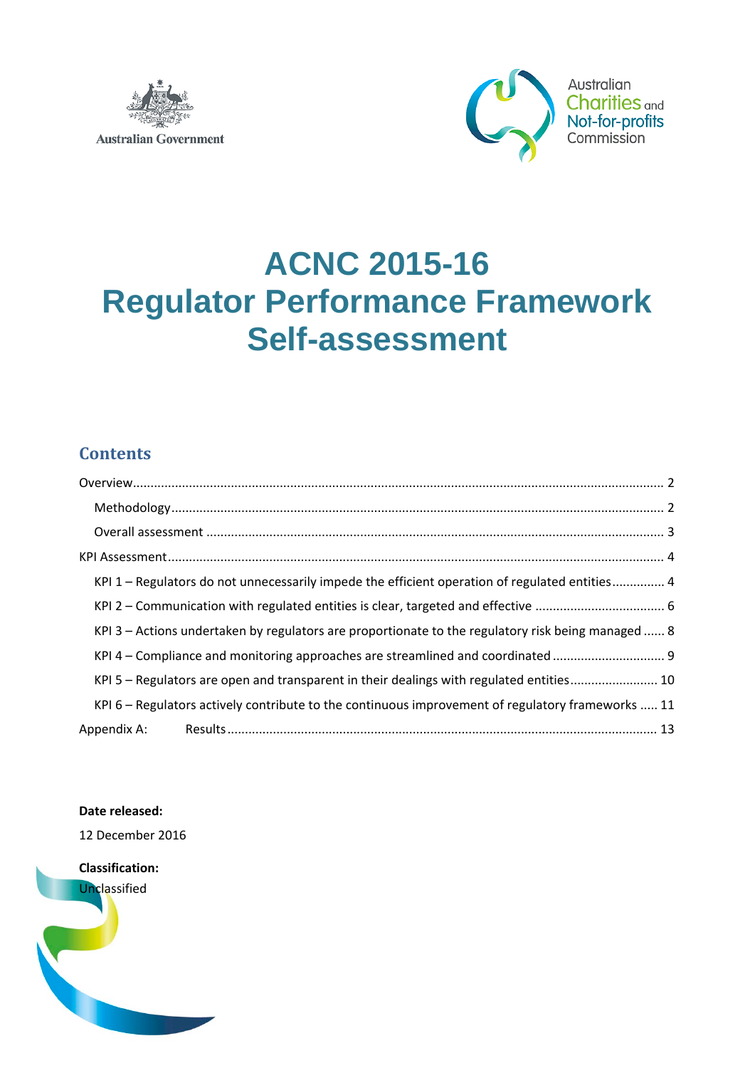Australian Government

Australian Charities and Not-for-profits Commission

# ACNC 2015-16 Regulator Performance Framework Self-assessment

## Contents

Overview ..... 2

- Methodology ..... 2
- Overall assessment ..... 3

KPI Assessment ..... 4

- KPI 1 – Regulators do not unnecessarily impede the efficient operation of regulated entities ..... 4
- KPI 2 – Communication with regulated entities is clear, targeted and effective ..... 6
- KPI 3 – Actions undertaken by regulators are proportionate to the regulatory risk being managed ..... 8
- KPI 4 – Compliance and monitoring approaches are streamlined and coordinated ..... 9
- KPI 5 – Regulators are open and transparent in their dealings with regulated entities ..... 10
- KPI 6 – Regulators actively contribute to the continuous improvement of regulatory frameworks ..... 11

Appendix A: Results ..... 13

**Date released:**

12 December 2016

**Classification:**

Unclassified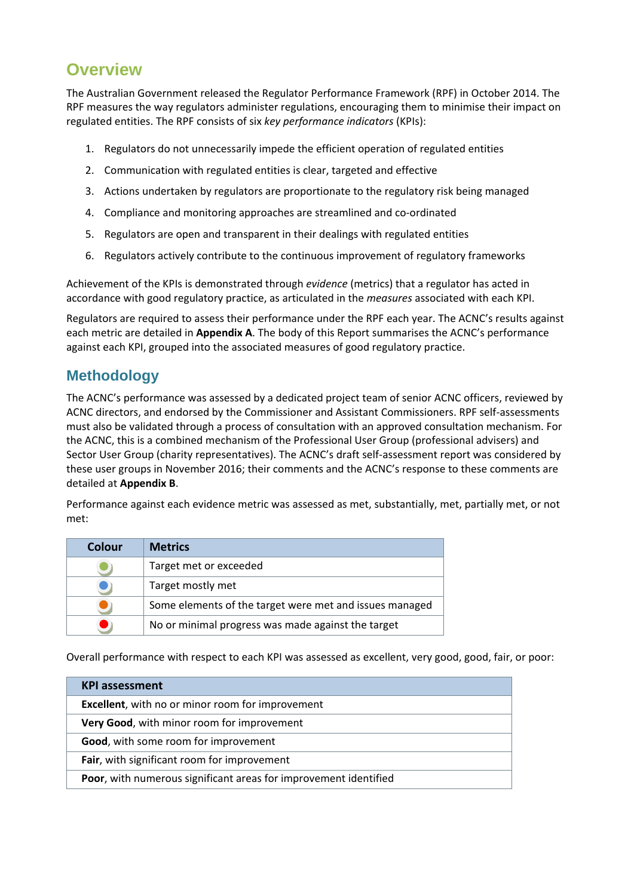## Overview

The Australian Government released the Regulator Performance Framework (RPF) in October 2014. The RPF measures the way regulators administer regulations, encouraging them to minimise their impact on regulated entities. The RPF consists of six *key performance indicators* (KPIs):

1. Regulators do not unnecessarily impede the efficient operation of regulated entities
2. Communication with regulated entities is clear, targeted and effective
3. Actions undertaken by regulators are proportionate to the regulatory risk being managed
4. Compliance and monitoring approaches are streamlined and co-ordinated
5. Regulators are open and transparent in their dealings with regulated entities
6. Regulators actively contribute to the continuous improvement of regulatory frameworks

Achievement of the KPIs is demonstrated through *evidence* (metrics) that a regulator has acted in accordance with good regulatory practice, as articulated in the *measures* associated with each KPI.

Regulators are required to assess their performance under the RPF each year. The ACNC's results against each metric are detailed in **Appendix A**. The body of this Report summarises the ACNC's performance against each KPI, grouped into the associated measures of good regulatory practice.

## Methodology

The ACNC's performance was assessed by a dedicated project team of senior ACNC officers, reviewed by ACNC directors, and endorsed by the Commissioner and Assistant Commissioners. RPF self-assessments must also be validated through a process of consultation with an approved consultation mechanism. For the ACNC, this is a combined mechanism of the Professional User Group (professional advisers) and Sector User Group (charity representatives). The ACNC's draft self-assessment report was considered by these user groups in November 2016; their comments and the ACNC's response to these comments are detailed at **Appendix B**.

Performance against each evidence metric was assessed as met, substantially, met, partially met, or not met:

| Colour | Metrics |
|---|---|
| Green | Target met or exceeded |
| Blue | Target mostly met |
| Orange | Some elements of the target were met and issues managed |
| Red | No or minimal progress was made against the target |

Overall performance with respect to each KPI was assessed as excellent, very good, good, fair, or poor:

| KPI assessment |
|---|
| **Excellent**, with no or minor room for improvement |
| **Very Good**, with minor room for improvement |
| **Good**, with some room for improvement |
| **Fair**, with significant room for improvement |
| **Poor**, with numerous significant areas for improvement identified |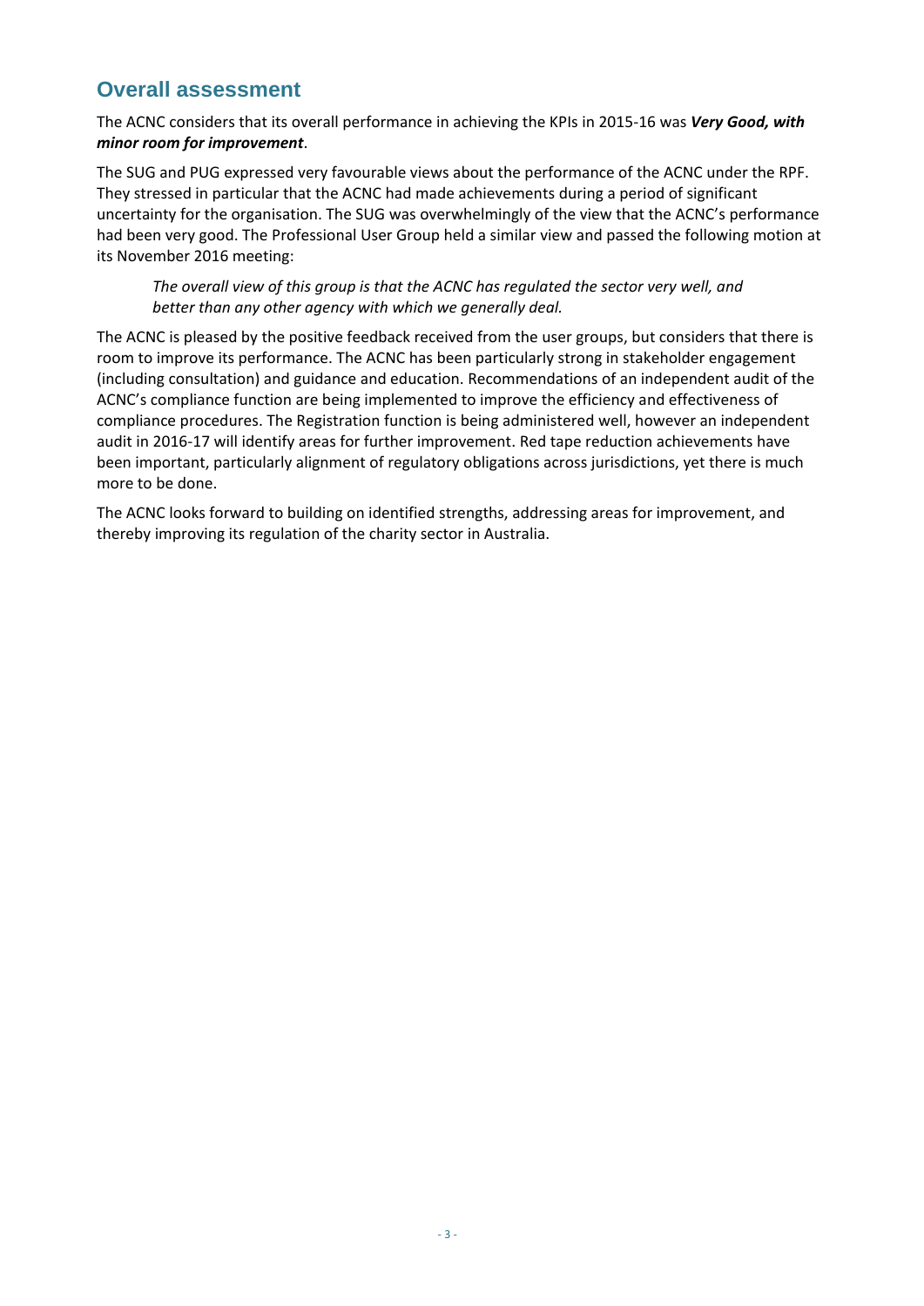## Overall assessment

The ACNC considers that its overall performance in achieving the KPIs in 2015-16 was ***Very Good, with minor room for improvement***.

The SUG and PUG expressed very favourable views about the performance of the ACNC under the RPF. They stressed in particular that the ACNC had made achievements during a period of significant uncertainty for the organisation. The SUG was overwhelmingly of the view that the ACNC's performance had been very good. The Professional User Group held a similar view and passed the following motion at its November 2016 meeting:

> *The overall view of this group is that the ACNC has regulated the sector very well, and better than any other agency with which we generally deal.*

The ACNC is pleased by the positive feedback received from the user groups, but considers that there is room to improve its performance. The ACNC has been particularly strong in stakeholder engagement (including consultation) and guidance and education. Recommendations of an independent audit of the ACNC's compliance function are being implemented to improve the efficiency and effectiveness of compliance procedures. The Registration function is being administered well, however an independent audit in 2016-17 will identify areas for further improvement. Red tape reduction achievements have been important, particularly alignment of regulatory obligations across jurisdictions, yet there is much more to be done.

The ACNC looks forward to building on identified strengths, addressing areas for improvement, and thereby improving its regulation of the charity sector in Australia.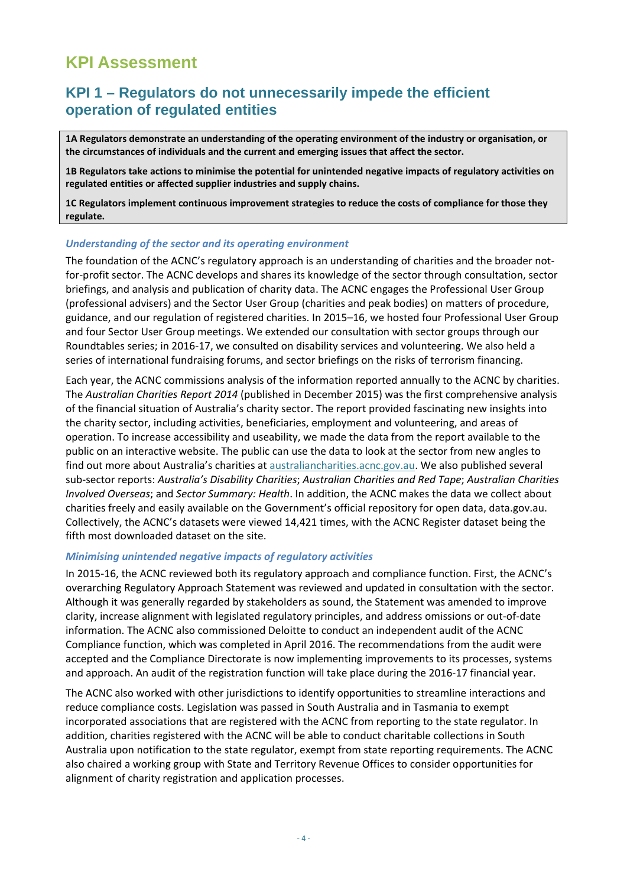# KPI Assessment

## KPI 1 – Regulators do not unnecessarily impede the efficient operation of regulated entities

**1A Regulators demonstrate an understanding of the operating environment of the industry or organisation, or the circumstances of individuals and the current and emerging issues that affect the sector.**

**1B Regulators take actions to minimise the potential for unintended negative impacts of regulatory activities on regulated entities or affected supplier industries and supply chains.**

**1C Regulators implement continuous improvement strategies to reduce the costs of compliance for those they regulate.**

### *Understanding of the sector and its operating environment*

The foundation of the ACNC's regulatory approach is an understanding of charities and the broader not-for-profit sector. The ACNC develops and shares its knowledge of the sector through consultation, sector briefings, and analysis and publication of charity data. The ACNC engages the Professional User Group (professional advisers) and the Sector User Group (charities and peak bodies) on matters of procedure, guidance, and our regulation of registered charities. In 2015–16, we hosted four Professional User Group and four Sector User Group meetings. We extended our consultation with sector groups through our Roundtables series; in 2016-17, we consulted on disability services and volunteering. We also held a series of international fundraising forums, and sector briefings on the risks of terrorism financing.

Each year, the ACNC commissions analysis of the information reported annually to the ACNC by charities. The *Australian Charities Report 2014* (published in December 2015) was the first comprehensive analysis of the financial situation of Australia's charity sector. The report provided fascinating new insights into the charity sector, including activities, beneficiaries, employment and volunteering, and areas of operation. To increase accessibility and useability, we made the data from the report available to the public on an interactive website. The public can use the data to look at the sector from new angles to find out more about Australia's charities at australiancharities.acnc.gov.au. We also published several sub-sector reports: *Australia's Disability Charities*; *Australian Charities and Red Tape*; *Australian Charities Involved Overseas*; and *Sector Summary: Health*. In addition, the ACNC makes the data we collect about charities freely and easily available on the Government's official repository for open data, data.gov.au. Collectively, the ACNC's datasets were viewed 14,421 times, with the ACNC Register dataset being the fifth most downloaded dataset on the site.

### *Minimising unintended negative impacts of regulatory activities*

In 2015-16, the ACNC reviewed both its regulatory approach and compliance function. First, the ACNC's overarching Regulatory Approach Statement was reviewed and updated in consultation with the sector. Although it was generally regarded by stakeholders as sound, the Statement was amended to improve clarity, increase alignment with legislated regulatory principles, and address omissions or out-of-date information. The ACNC also commissioned Deloitte to conduct an independent audit of the ACNC Compliance function, which was completed in April 2016. The recommendations from the audit were accepted and the Compliance Directorate is now implementing improvements to its processes, systems and approach. An audit of the registration function will take place during the 2016-17 financial year.

The ACNC also worked with other jurisdictions to identify opportunities to streamline interactions and reduce compliance costs. Legislation was passed in South Australia and in Tasmania to exempt incorporated associations that are registered with the ACNC from reporting to the state regulator. In addition, charities registered with the ACNC will be able to conduct charitable collections in South Australia upon notification to the state regulator, exempt from state reporting requirements. The ACNC also chaired a working group with State and Territory Revenue Offices to consider opportunities for alignment of charity registration and application processes.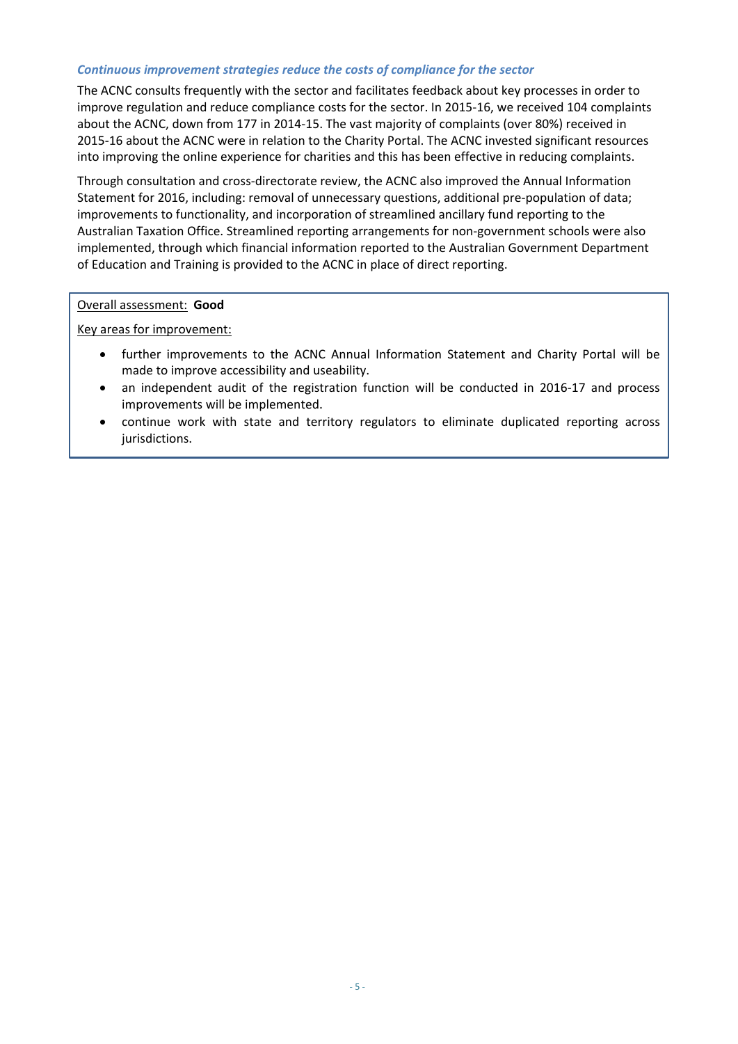### *Continuous improvement strategies reduce the costs of compliance for the sector*

The ACNC consults frequently with the sector and facilitates feedback about key processes in order to improve regulation and reduce compliance costs for the sector. In 2015-16, we received 104 complaints about the ACNC, down from 177 in 2014-15. The vast majority of complaints (over 80%) received in 2015-16 about the ACNC were in relation to the Charity Portal. The ACNC invested significant resources into improving the online experience for charities and this has been effective in reducing complaints.

Through consultation and cross-directorate review, the ACNC also improved the Annual Information Statement for 2016, including: removal of unnecessary questions, additional pre-population of data; improvements to functionality, and incorporation of streamlined ancillary fund reporting to the Australian Taxation Office. Streamlined reporting arrangements for non-government schools were also implemented, through which financial information reported to the Australian Government Department of Education and Training is provided to the ACNC in place of direct reporting.

Overall assessment: **Good**

Key areas for improvement:

- further improvements to the ACNC Annual Information Statement and Charity Portal will be made to improve accessibility and useability.
- an independent audit of the registration function will be conducted in 2016-17 and process improvements will be implemented.
- continue work with state and territory regulators to eliminate duplicated reporting across jurisdictions.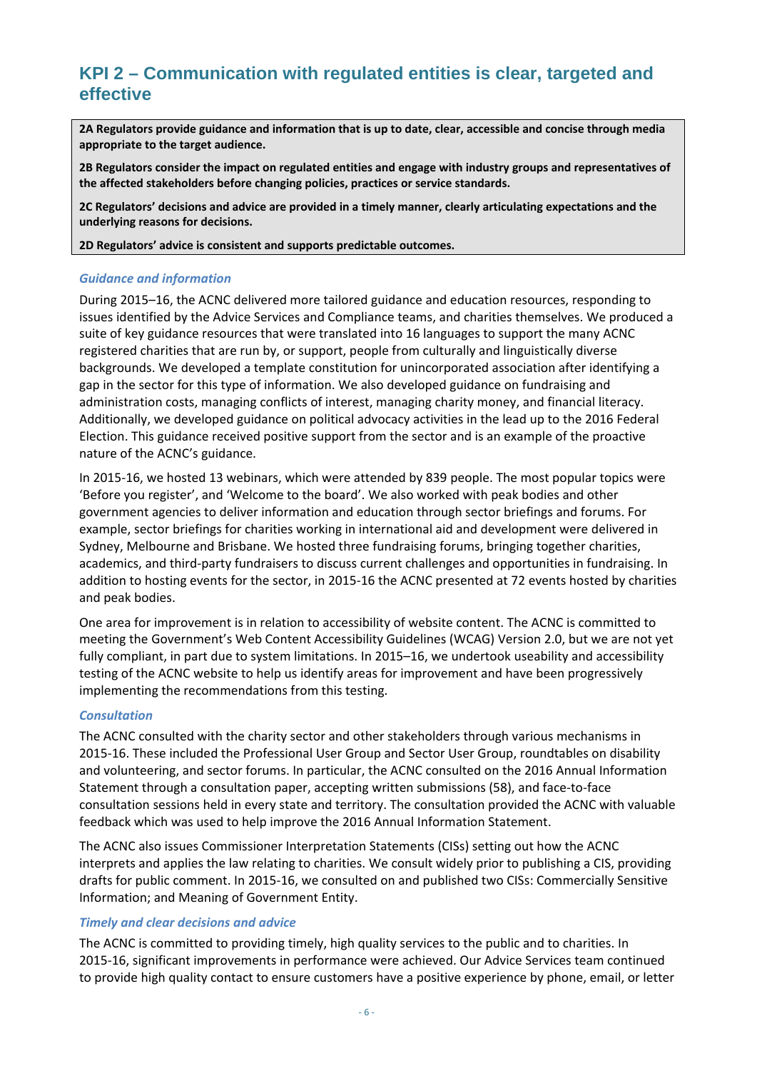## KPI 2 – Communication with regulated entities is clear, targeted and effective

**2A Regulators provide guidance and information that is up to date, clear, accessible and concise through media appropriate to the target audience.**

**2B Regulators consider the impact on regulated entities and engage with industry groups and representatives of the affected stakeholders before changing policies, practices or service standards.**

**2C Regulators' decisions and advice are provided in a timely manner, clearly articulating expectations and the underlying reasons for decisions.**

**2D Regulators' advice is consistent and supports predictable outcomes.**

### *Guidance and information*

During 2015–16, the ACNC delivered more tailored guidance and education resources, responding to issues identified by the Advice Services and Compliance teams, and charities themselves. We produced a suite of key guidance resources that were translated into 16 languages to support the many ACNC registered charities that are run by, or support, people from culturally and linguistically diverse backgrounds. We developed a template constitution for unincorporated association after identifying a gap in the sector for this type of information. We also developed guidance on fundraising and administration costs, managing conflicts of interest, managing charity money, and financial literacy. Additionally, we developed guidance on political advocacy activities in the lead up to the 2016 Federal Election. This guidance received positive support from the sector and is an example of the proactive nature of the ACNC's guidance.

In 2015-16, we hosted 13 webinars, which were attended by 839 people. The most popular topics were 'Before you register', and 'Welcome to the board'. We also worked with peak bodies and other government agencies to deliver information and education through sector briefings and forums. For example, sector briefings for charities working in international aid and development were delivered in Sydney, Melbourne and Brisbane. We hosted three fundraising forums, bringing together charities, academics, and third-party fundraisers to discuss current challenges and opportunities in fundraising. In addition to hosting events for the sector, in 2015-16 the ACNC presented at 72 events hosted by charities and peak bodies.

One area for improvement is in relation to accessibility of website content. The ACNC is committed to meeting the Government's Web Content Accessibility Guidelines (WCAG) Version 2.0, but we are not yet fully compliant, in part due to system limitations. In 2015–16, we undertook useability and accessibility testing of the ACNC website to help us identify areas for improvement and have been progressively implementing the recommendations from this testing.

### *Consultation*

The ACNC consulted with the charity sector and other stakeholders through various mechanisms in 2015-16. These included the Professional User Group and Sector User Group, roundtables on disability and volunteering, and sector forums. In particular, the ACNC consulted on the 2016 Annual Information Statement through a consultation paper, accepting written submissions (58), and face-to-face consultation sessions held in every state and territory. The consultation provided the ACNC with valuable feedback which was used to help improve the 2016 Annual Information Statement.

The ACNC also issues Commissioner Interpretation Statements (CISs) setting out how the ACNC interprets and applies the law relating to charities. We consult widely prior to publishing a CIS, providing drafts for public comment. In 2015-16, we consulted on and published two CISs: Commercially Sensitive Information; and Meaning of Government Entity.

### *Timely and clear decisions and advice*

The ACNC is committed to providing timely, high quality services to the public and to charities. In 2015-16, significant improvements in performance were achieved. Our Advice Services team continued to provide high quality contact to ensure customers have a positive experience by phone, email, or letter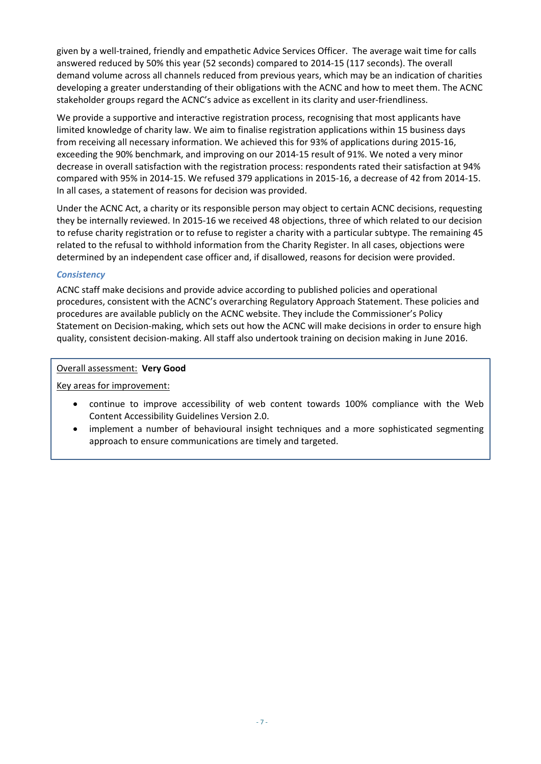given by a well-trained, friendly and empathetic Advice Services Officer. The average wait time for calls answered reduced by 50% this year (52 seconds) compared to 2014-15 (117 seconds). The overall demand volume across all channels reduced from previous years, which may be an indication of charities developing a greater understanding of their obligations with the ACNC and how to meet them. The ACNC stakeholder groups regard the ACNC's advice as excellent in its clarity and user-friendliness.

We provide a supportive and interactive registration process, recognising that most applicants have limited knowledge of charity law. We aim to finalise registration applications within 15 business days from receiving all necessary information. We achieved this for 93% of applications during 2015-16, exceeding the 90% benchmark, and improving on our 2014-15 result of 91%. We noted a very minor decrease in overall satisfaction with the registration process: respondents rated their satisfaction at 94% compared with 95% in 2014-15. We refused 379 applications in 2015-16, a decrease of 42 from 2014-15. In all cases, a statement of reasons for decision was provided.

Under the ACNC Act, a charity or its responsible person may object to certain ACNC decisions, requesting they be internally reviewed. In 2015-16 we received 48 objections, three of which related to our decision to refuse charity registration or to refuse to register a charity with a particular subtype. The remaining 45 related to the refusal to withhold information from the Charity Register. In all cases, objections were determined by an independent case officer and, if disallowed, reasons for decision were provided.

### *Consistency*

ACNC staff make decisions and provide advice according to published policies and operational procedures, consistent with the ACNC's overarching Regulatory Approach Statement. These policies and procedures are available publicly on the ACNC website. They include the Commissioner's Policy Statement on Decision-making, which sets out how the ACNC will make decisions in order to ensure high quality, consistent decision-making. All staff also undertook training on decision making in June 2016.

Overall assessment: **Very Good**

Key areas for improvement:

- continue to improve accessibility of web content towards 100% compliance with the Web Content Accessibility Guidelines Version 2.0.
- implement a number of behavioural insight techniques and a more sophisticated segmenting approach to ensure communications are timely and targeted.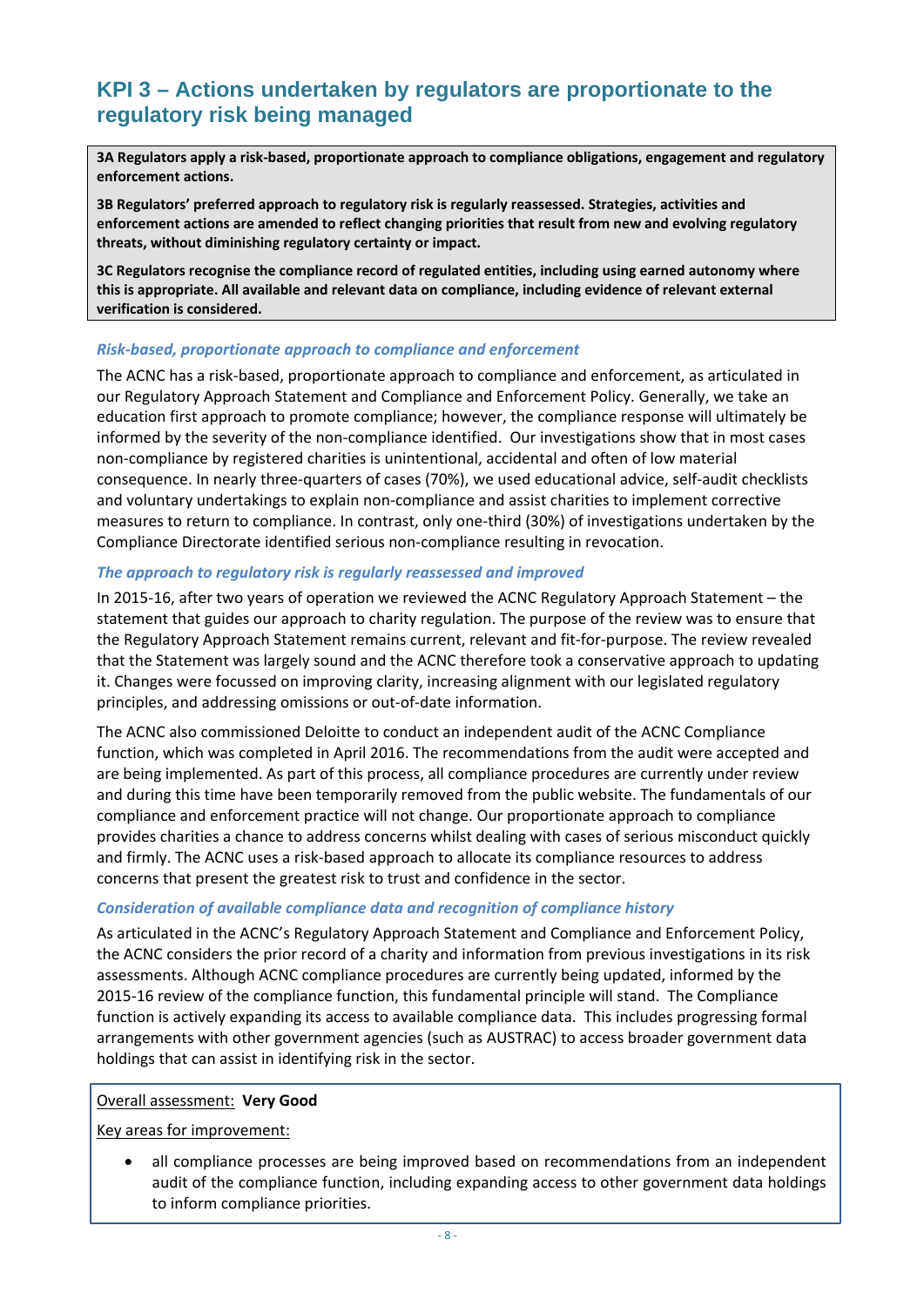## KPI 3 – Actions undertaken by regulators are proportionate to the regulatory risk being managed

**3A Regulators apply a risk-based, proportionate approach to compliance obligations, engagement and regulatory enforcement actions.**

**3B Regulators' preferred approach to regulatory risk is regularly reassessed. Strategies, activities and enforcement actions are amended to reflect changing priorities that result from new and evolving regulatory threats, without diminishing regulatory certainty or impact.**

**3C Regulators recognise the compliance record of regulated entities, including using earned autonomy where this is appropriate. All available and relevant data on compliance, including evidence of relevant external verification is considered.**

### *Risk-based, proportionate approach to compliance and enforcement*

The ACNC has a risk-based, proportionate approach to compliance and enforcement, as articulated in our Regulatory Approach Statement and Compliance and Enforcement Policy. Generally, we take an education first approach to promote compliance; however, the compliance response will ultimately be informed by the severity of the non-compliance identified. Our investigations show that in most cases non-compliance by registered charities is unintentional, accidental and often of low material consequence. In nearly three-quarters of cases (70%), we used educational advice, self-audit checklists and voluntary undertakings to explain non-compliance and assist charities to implement corrective measures to return to compliance. In contrast, only one-third (30%) of investigations undertaken by the Compliance Directorate identified serious non-compliance resulting in revocation.

### *The approach to regulatory risk is regularly reassessed and improved*

In 2015-16, after two years of operation we reviewed the ACNC Regulatory Approach Statement – the statement that guides our approach to charity regulation. The purpose of the review was to ensure that the Regulatory Approach Statement remains current, relevant and fit-for-purpose. The review revealed that the Statement was largely sound and the ACNC therefore took a conservative approach to updating it. Changes were focussed on improving clarity, increasing alignment with our legislated regulatory principles, and addressing omissions or out-of-date information.

The ACNC also commissioned Deloitte to conduct an independent audit of the ACNC Compliance function, which was completed in April 2016. The recommendations from the audit were accepted and are being implemented. As part of this process, all compliance procedures are currently under review and during this time have been temporarily removed from the public website. The fundamentals of our compliance and enforcement practice will not change. Our proportionate approach to compliance provides charities a chance to address concerns whilst dealing with cases of serious misconduct quickly and firmly. The ACNC uses a risk-based approach to allocate its compliance resources to address concerns that present the greatest risk to trust and confidence in the sector.

### *Consideration of available compliance data and recognition of compliance history*

As articulated in the ACNC's Regulatory Approach Statement and Compliance and Enforcement Policy, the ACNC considers the prior record of a charity and information from previous investigations in its risk assessments. Although ACNC compliance procedures are currently being updated, informed by the 2015-16 review of the compliance function, this fundamental principle will stand. The Compliance function is actively expanding its access to available compliance data. This includes progressing formal arrangements with other government agencies (such as AUSTRAC) to access broader government data holdings that can assist in identifying risk in the sector.

Overall assessment: **Very Good**

Key areas for improvement:

- all compliance processes are being improved based on recommendations from an independent audit of the compliance function, including expanding access to other government data holdings to inform compliance priorities.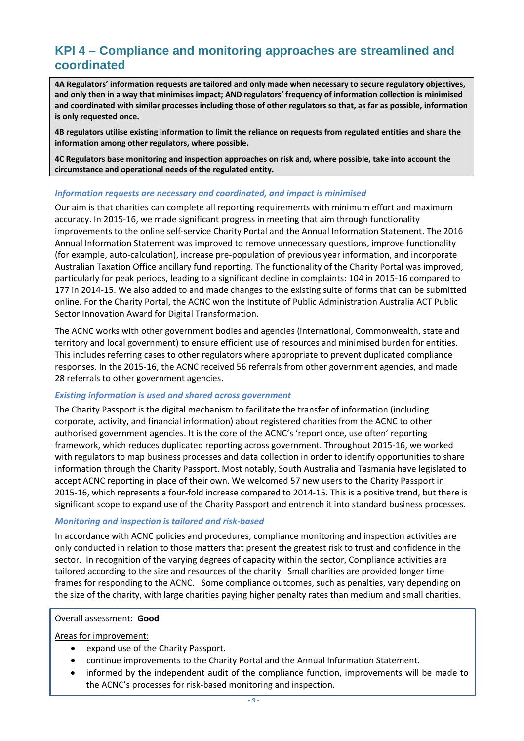## KPI 4 – Compliance and monitoring approaches are streamlined and coordinated

**4A Regulators' information requests are tailored and only made when necessary to secure regulatory objectives, and only then in a way that minimises impact; AND regulators' frequency of information collection is minimised and coordinated with similar processes including those of other regulators so that, as far as possible, information is only requested once.**

**4B regulators utilise existing information to limit the reliance on requests from regulated entities and share the information among other regulators, where possible.**

**4C Regulators base monitoring and inspection approaches on risk and, where possible, take into account the circumstance and operational needs of the regulated entity.**

***Information requests are necessary and coordinated, and impact is minimised***

Our aim is that charities can complete all reporting requirements with minimum effort and maximum accuracy. In 2015-16, we made significant progress in meeting that aim through functionality improvements to the online self-service Charity Portal and the Annual Information Statement. The 2016 Annual Information Statement was improved to remove unnecessary questions, improve functionality (for example, auto-calculation), increase pre-population of previous year information, and incorporate Australian Taxation Office ancillary fund reporting. The functionality of the Charity Portal was improved, particularly for peak periods, leading to a significant decline in complaints: 104 in 2015-16 compared to 177 in 2014-15. We also added to and made changes to the existing suite of forms that can be submitted online. For the Charity Portal, the ACNC won the Institute of Public Administration Australia ACT Public Sector Innovation Award for Digital Transformation.

The ACNC works with other government bodies and agencies (international, Commonwealth, state and territory and local government) to ensure efficient use of resources and minimised burden for entities. This includes referring cases to other regulators where appropriate to prevent duplicated compliance responses. In the 2015-16, the ACNC received 56 referrals from other government agencies, and made 28 referrals to other government agencies.

***Existing information is used and shared across government***

The Charity Passport is the digital mechanism to facilitate the transfer of information (including corporate, activity, and financial information) about registered charities from the ACNC to other authorised government agencies. It is the core of the ACNC's 'report once, use often' reporting framework, which reduces duplicated reporting across government. Throughout 2015-16, we worked with regulators to map business processes and data collection in order to identify opportunities to share information through the Charity Passport. Most notably, South Australia and Tasmania have legislated to accept ACNC reporting in place of their own. We welcomed 57 new users to the Charity Passport in 2015-16, which represents a four-fold increase compared to 2014-15. This is a positive trend, but there is significant scope to expand use of the Charity Passport and entrench it into standard business processes.

***Monitoring and inspection is tailored and risk-based***

In accordance with ACNC policies and procedures, compliance monitoring and inspection activities are only conducted in relation to those matters that present the greatest risk to trust and confidence in the sector. In recognition of the varying degrees of capacity within the sector, Compliance activities are tailored according to the size and resources of the charity. Small charities are provided longer time frames for responding to the ACNC. Some compliance outcomes, such as penalties, vary depending on the size of the charity, with large charities paying higher penalty rates than medium and small charities.

Overall assessment: **Good**

Areas for improvement:

- expand use of the Charity Passport.
- continue improvements to the Charity Portal and the Annual Information Statement.
- informed by the independent audit of the compliance function, improvements will be made to the ACNC's processes for risk-based monitoring and inspection.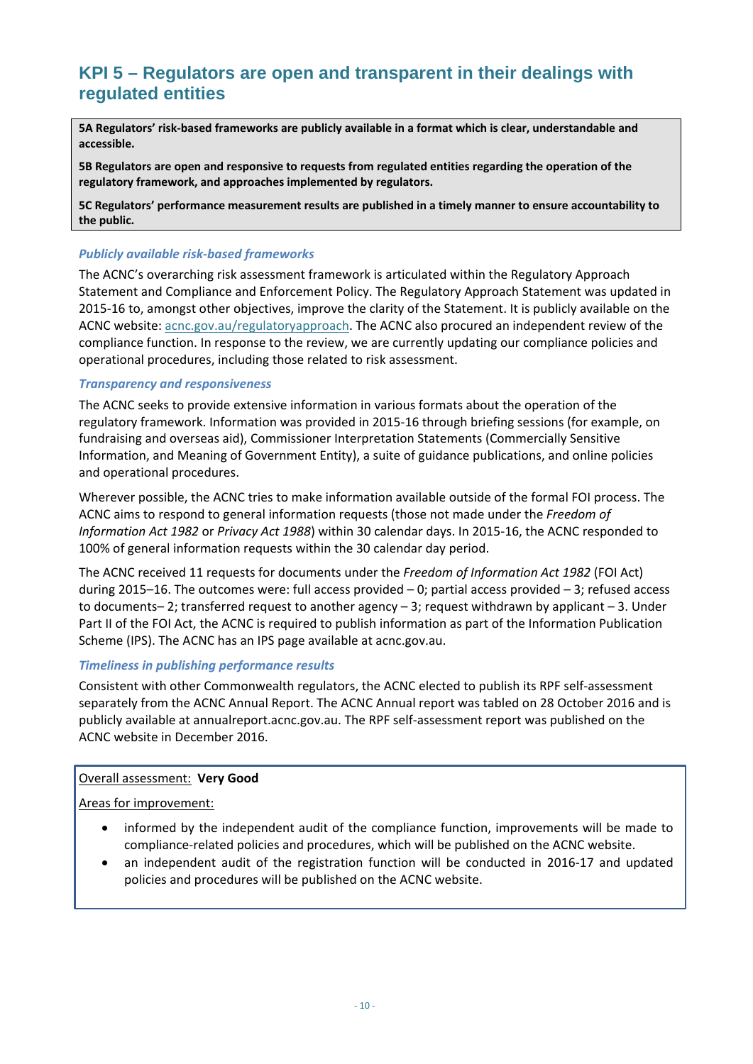## KPI 5 – Regulators are open and transparent in their dealings with regulated entities

**5A Regulators' risk-based frameworks are publicly available in a format which is clear, understandable and accessible.**

**5B Regulators are open and responsive to requests from regulated entities regarding the operation of the regulatory framework, and approaches implemented by regulators.**

**5C Regulators' performance measurement results are published in a timely manner to ensure accountability to the public.**

### *Publicly available risk-based frameworks*

The ACNC's overarching risk assessment framework is articulated within the Regulatory Approach Statement and Compliance and Enforcement Policy. The Regulatory Approach Statement was updated in 2015-16 to, amongst other objectives, improve the clarity of the Statement. It is publicly available on the ACNC website: acnc.gov.au/regulatoryapproach. The ACNC also procured an independent review of the compliance function. In response to the review, we are currently updating our compliance policies and operational procedures, including those related to risk assessment.

### *Transparency and responsiveness*

The ACNC seeks to provide extensive information in various formats about the operation of the regulatory framework. Information was provided in 2015-16 through briefing sessions (for example, on fundraising and overseas aid), Commissioner Interpretation Statements (Commercially Sensitive Information, and Meaning of Government Entity), a suite of guidance publications, and online policies and operational procedures.

Wherever possible, the ACNC tries to make information available outside of the formal FOI process. The ACNC aims to respond to general information requests (those not made under the *Freedom of Information Act 1982* or *Privacy Act 1988*) within 30 calendar days. In 2015-16, the ACNC responded to 100% of general information requests within the 30 calendar day period.

The ACNC received 11 requests for documents under the *Freedom of Information Act 1982* (FOI Act) during 2015–16. The outcomes were: full access provided – 0; partial access provided – 3; refused access to documents– 2; transferred request to another agency – 3; request withdrawn by applicant – 3. Under Part II of the FOI Act, the ACNC is required to publish information as part of the Information Publication Scheme (IPS). The ACNC has an IPS page available at acnc.gov.au.

### *Timeliness in publishing performance results*

Consistent with other Commonwealth regulators, the ACNC elected to publish its RPF self-assessment separately from the ACNC Annual Report. The ACNC Annual report was tabled on 28 October 2016 and is publicly available at annualreport.acnc.gov.au. The RPF self-assessment report was published on the ACNC website in December 2016.

Overall assessment: **Very Good**

Areas for improvement:

- informed by the independent audit of the compliance function, improvements will be made to compliance-related policies and procedures, which will be published on the ACNC website.
- an independent audit of the registration function will be conducted in 2016-17 and updated policies and procedures will be published on the ACNC website.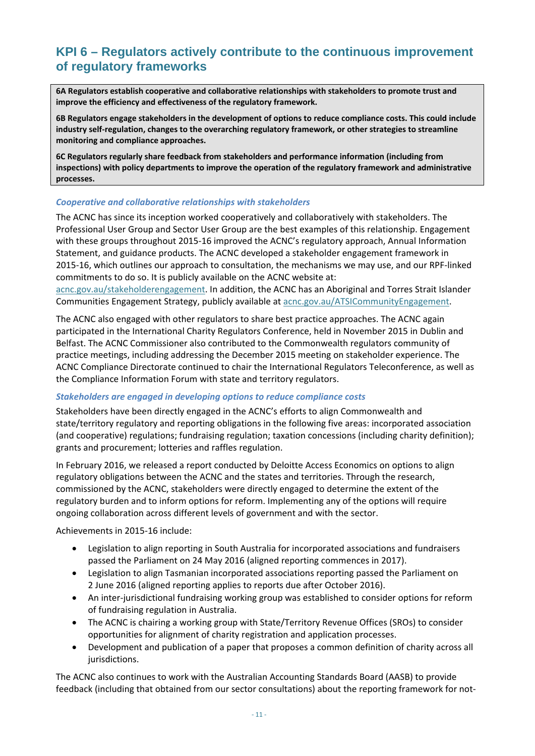## KPI 6 – Regulators actively contribute to the continuous improvement of regulatory frameworks

**6A Regulators establish cooperative and collaborative relationships with stakeholders to promote trust and improve the efficiency and effectiveness of the regulatory framework.**

**6B Regulators engage stakeholders in the development of options to reduce compliance costs. This could include industry self-regulation, changes to the overarching regulatory framework, or other strategies to streamline monitoring and compliance approaches.**

**6C Regulators regularly share feedback from stakeholders and performance information (including from inspections) with policy departments to improve the operation of the regulatory framework and administrative processes.**

### *Cooperative and collaborative relationships with stakeholders*

The ACNC has since its inception worked cooperatively and collaboratively with stakeholders. The Professional User Group and Sector User Group are the best examples of this relationship. Engagement with these groups throughout 2015-16 improved the ACNC's regulatory approach, Annual Information Statement, and guidance products. The ACNC developed a stakeholder engagement framework in 2015-16, which outlines our approach to consultation, the mechanisms we may use, and our RPF-linked commitments to do so. It is publicly available on the ACNC website at: acnc.gov.au/stakeholderengagement. In addition, the ACNC has an Aboriginal and Torres Strait Islander Communities Engagement Strategy, publicly available at acnc.gov.au/ATSICommunityEngagement.

The ACNC also engaged with other regulators to share best practice approaches. The ACNC again participated in the International Charity Regulators Conference, held in November 2015 in Dublin and Belfast. The ACNC Commissioner also contributed to the Commonwealth regulators community of practice meetings, including addressing the December 2015 meeting on stakeholder experience. The ACNC Compliance Directorate continued to chair the International Regulators Teleconference, as well as the Compliance Information Forum with state and territory regulators.

### *Stakeholders are engaged in developing options to reduce compliance costs*

Stakeholders have been directly engaged in the ACNC's efforts to align Commonwealth and state/territory regulatory and reporting obligations in the following five areas: incorporated association (and cooperative) regulations; fundraising regulation; taxation concessions (including charity definition); grants and procurement; lotteries and raffles regulation.

In February 2016, we released a report conducted by Deloitte Access Economics on options to align regulatory obligations between the ACNC and the states and territories. Through the research, commissioned by the ACNC, stakeholders were directly engaged to determine the extent of the regulatory burden and to inform options for reform. Implementing any of the options will require ongoing collaboration across different levels of government and with the sector.

Achievements in 2015-16 include:

- Legislation to align reporting in South Australia for incorporated associations and fundraisers passed the Parliament on 24 May 2016 (aligned reporting commences in 2017).
- Legislation to align Tasmanian incorporated associations reporting passed the Parliament on 2 June 2016 (aligned reporting applies to reports due after October 2016).
- An inter-jurisdictional fundraising working group was established to consider options for reform of fundraising regulation in Australia.
- The ACNC is chairing a working group with State/Territory Revenue Offices (SROs) to consider opportunities for alignment of charity registration and application processes.
- Development and publication of a paper that proposes a common definition of charity across all jurisdictions.

The ACNC also continues to work with the Australian Accounting Standards Board (AASB) to provide feedback (including that obtained from our sector consultations) about the reporting framework for not-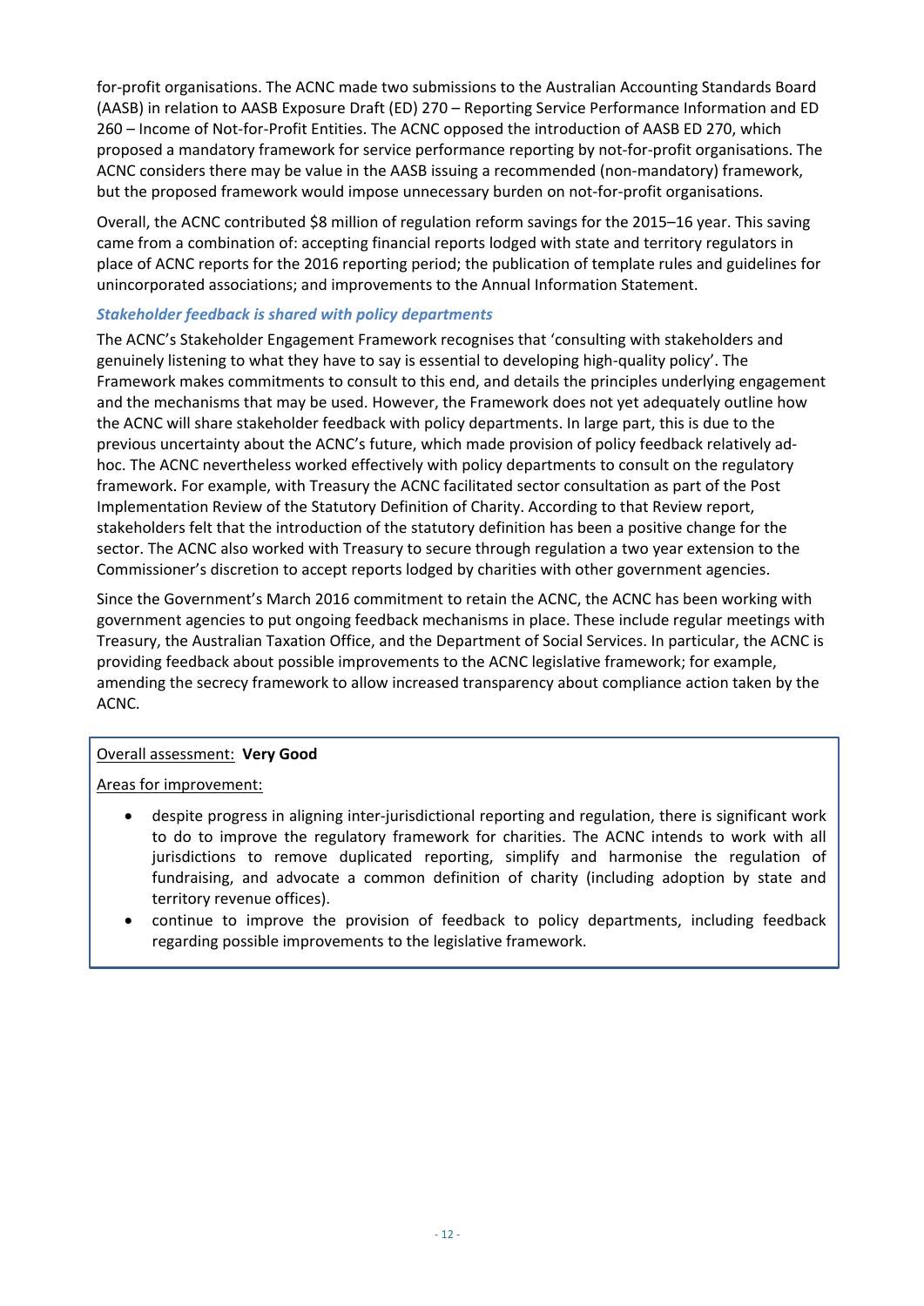for-profit organisations. The ACNC made two submissions to the Australian Accounting Standards Board (AASB) in relation to AASB Exposure Draft (ED) 270 – Reporting Service Performance Information and ED 260 – Income of Not-for-Profit Entities. The ACNC opposed the introduction of AASB ED 270, which proposed a mandatory framework for service performance reporting by not-for-profit organisations. The ACNC considers there may be value in the AASB issuing a recommended (non-mandatory) framework, but the proposed framework would impose unnecessary burden on not-for-profit organisations.

Overall, the ACNC contributed $8 million of regulation reform savings for the 2015–16 year. This saving came from a combination of: accepting financial reports lodged with state and territory regulators in place of ACNC reports for the 2016 reporting period; the publication of template rules and guidelines for unincorporated associations; and improvements to the Annual Information Statement.

### *Stakeholder feedback is shared with policy departments*

The ACNC's Stakeholder Engagement Framework recognises that 'consulting with stakeholders and genuinely listening to what they have to say is essential to developing high-quality policy'. The Framework makes commitments to consult to this end, and details the principles underlying engagement and the mechanisms that may be used. However, the Framework does not yet adequately outline how the ACNC will share stakeholder feedback with policy departments. In large part, this is due to the previous uncertainty about the ACNC's future, which made provision of policy feedback relatively ad-hoc. The ACNC nevertheless worked effectively with policy departments to consult on the regulatory framework. For example, with Treasury the ACNC facilitated sector consultation as part of the Post Implementation Review of the Statutory Definition of Charity. According to that Review report, stakeholders felt that the introduction of the statutory definition has been a positive change for the sector. The ACNC also worked with Treasury to secure through regulation a two year extension to the Commissioner's discretion to accept reports lodged by charities with other government agencies.

Since the Government's March 2016 commitment to retain the ACNC, the ACNC has been working with government agencies to put ongoing feedback mechanisms in place. These include regular meetings with Treasury, the Australian Taxation Office, and the Department of Social Services. In particular, the ACNC is providing feedback about possible improvements to the ACNC legislative framework; for example, amending the secrecy framework to allow increased transparency about compliance action taken by the ACNC.

Overall assessment: **Very Good**

Areas for improvement:

- despite progress in aligning inter-jurisdictional reporting and regulation, there is significant work to do to improve the regulatory framework for charities. The ACNC intends to work with all jurisdictions to remove duplicated reporting, simplify and harmonise the regulation of fundraising, and advocate a common definition of charity (including adoption by state and territory revenue offices).
- continue to improve the provision of feedback to policy departments, including feedback regarding possible improvements to the legislative framework.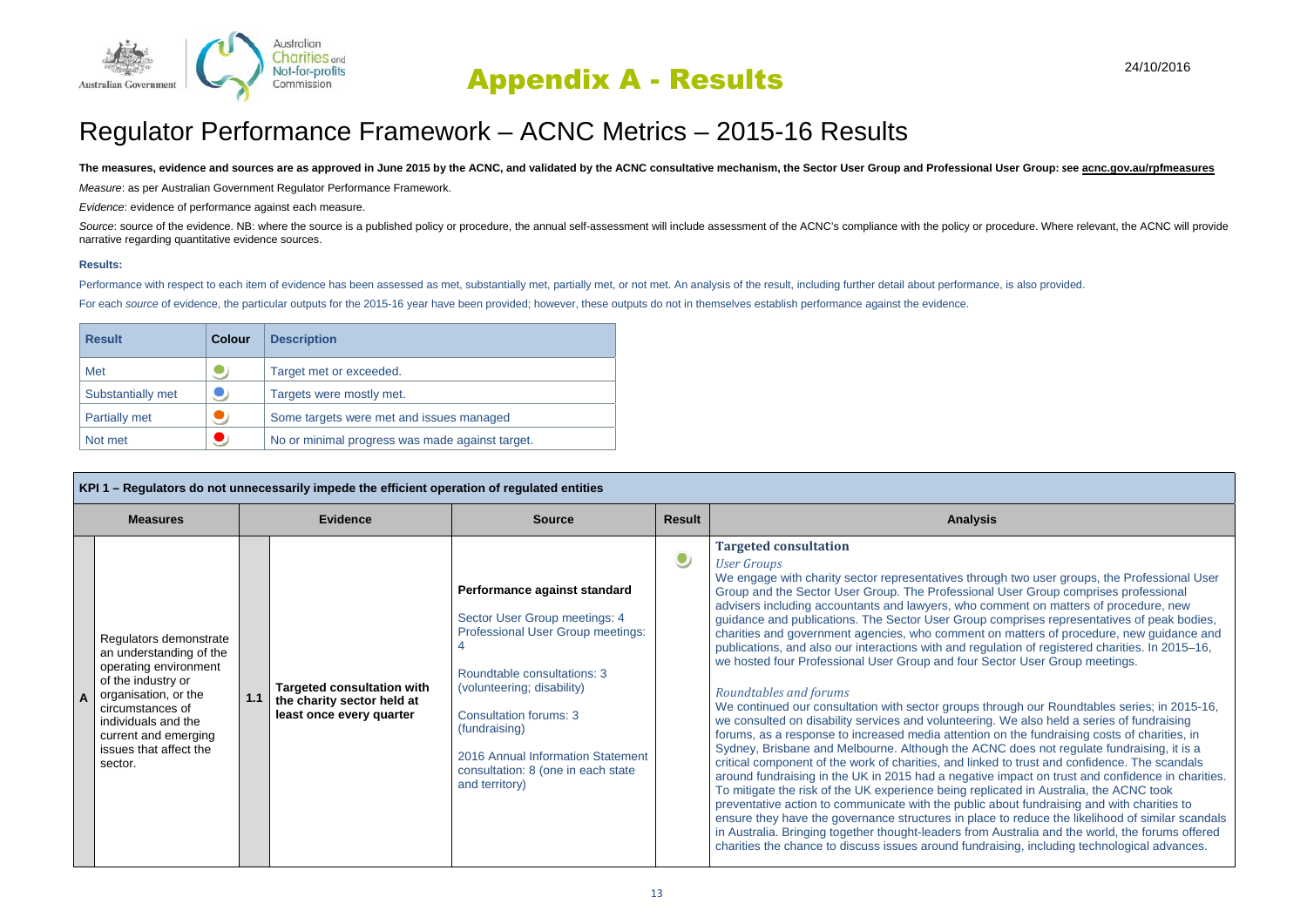# Appendix A - Results

24/10/2016

## Regulator Performance Framework – ACNC Metrics – 2015-16 Results

**The measures, evidence and sources are as approved in June 2015 by the ACNC, and validated by the ACNC consultative mechanism, the Sector User Group and Professional User Group: see acnc.gov.au/rpfmeasures**

*Measure*: as per Australian Government Regulator Performance Framework.

*Evidence*: evidence of performance against each measure.

*Source*: source of the evidence. NB: where the source is a published policy or procedure, the annual self-assessment will include assessment of the ACNC's compliance with the policy or procedure. Where relevant, the ACNC will provide narrative regarding quantitative evidence sources.

**Results:**

Performance with respect to each item of evidence has been assessed as met, substantially met, partially met, or not met. An analysis of the result, including further detail about performance, is also provided.

For each *source* of evidence, the particular outputs for the 2015-16 year have been provided; however, these outputs do not in themselves establish performance against the evidence.

| Result | Colour | Description |
|---|---|---|
| Met | Green | Target met or exceeded. |
| Substantially met | Blue | Targets were mostly met. |
| Partially met | Orange | Some targets were met and issues managed |
| Not met | Red | No or minimal progress was made against target. |

**KPI 1 – Regulators do not unnecessarily impede the efficient operation of regulated entities**

| Measures | | Evidence | | Source | Result | Analysis |
|---|---|---|---|---|---|---|
| A | Regulators demonstrate an understanding of the operating environment of the industry or organisation, or the circumstances of individuals and the current and emerging issues that affect the sector. | 1.1 | **Targeted consultation with the charity sector held at least once every quarter** | **Performance against standard**<br><br>Sector User Group meetings: 4<br>Professional User Group meetings: 4<br><br>Roundtable consultations: 3 (volunteering; disability)<br><br>Consultation forums: 3 (fundraising)<br><br>2016 Annual Information Statement consultation: 8 (one in each state and territory) | Met (green) | **Targeted consultation**<br><br>*User Groups*<br>We engage with charity sector representatives through two user groups, the Professional User Group and the Sector User Group. The Professional User Group comprises professional advisers including accountants and lawyers, who comment on matters of procedure, new guidance and publications. The Sector User Group comprises representatives of peak bodies, charities and government agencies, who comment on matters of procedure, new guidance and publications, and also our interactions with and regulation of registered charities. In 2015–16, we hosted four Professional User Group and four Sector User Group meetings.<br><br>*Roundtables and forums*<br>We continued our consultation with sector groups through our Roundtables series; in 2015-16, we consulted on disability services and volunteering. We also held a series of fundraising forums, as a response to increased media attention on the fundraising costs of charities, in Sydney, Brisbane and Melbourne. Although the ACNC does not regulate fundraising, it is a critical component of the work of charities, and linked to trust and confidence. The scandals around fundraising in the UK in 2015 had a negative impact on trust and confidence in charities. To mitigate the risk of the UK experience being replicated in Australia, the ACNC took preventative action to communicate with the public about fundraising and with charities to ensure they have the governance structures in place to reduce the likelihood of similar scandals in Australia. Bringing together thought-leaders from Australia and the world, the forums offered charities the chance to discuss issues around fundraising, including technological advances. |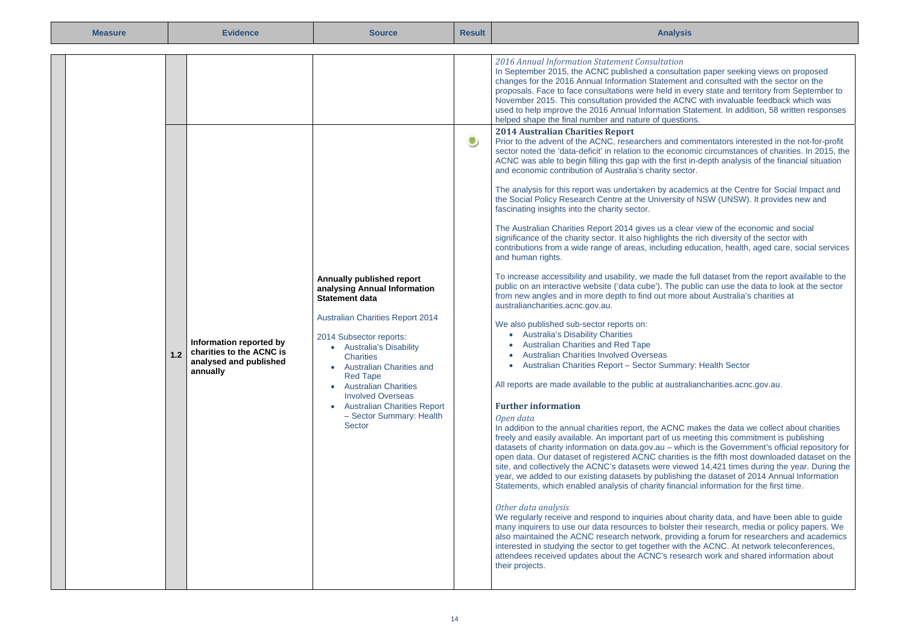| Measure | Evidence | | Source | Result | Analysis |
|---|---|---|---|---|---|
| | | | | | *2016 Annual Information Statement Consultation*<br>In September 2015, the ACNC published a consultation paper seeking views on proposed changes for the 2016 Annual Information Statement and consulted with the sector on the proposals. Face to face consultations were held in every state and territory from September to November 2015. This consultation provided the ACNC with invaluable feedback which was used to help improve the 2016 Annual Information Statement. In addition, 58 written responses helped shape the final number and nature of questions. |
| | 1.2 | **Information reported by charities to the ACNC is analysed and published annually** | **Annually published report analysing Annual Information Statement data**<br><br>Australian Charities Report 2014<br><br>2014 Subsector reports:<br>• Australia's Disability Charities<br>• Australian Charities and Red Tape<br>• Australian Charities Involved Overseas<br>• Australian Charities Report – Sector Summary: Health Sector | ● | **2014 Australian Charities Report**<br>Prior to the advent of the ACNC, researchers and commentators interested in the not-for-profit sector noted the 'data-deficit' in relation to the economic circumstances of charities. In 2015, the ACNC was able to begin filling this gap with the first in-depth analysis of the financial situation and economic contribution of Australia's charity sector.<br><br>The analysis for this report was undertaken by academics at the Centre for Social Impact and the Social Policy Research Centre at the University of NSW (UNSW). It provides new and fascinating insights into the charity sector.<br><br>The Australian Charities Report 2014 gives us a clear view of the economic and social significance of the charity sector. It also highlights the rich diversity of the sector with contributions from a wide range of areas, including education, health, aged care, social services and human rights.<br><br>To increase accessibility and usability, we made the full dataset from the report available to the public on an interactive website ('data cube'). The public can use the data to look at the sector from new angles and in more depth to find out more about Australia's charities at australiancharities.acnc.gov.au.<br><br>We also published sub-sector reports on:<br>• Australia's Disability Charities<br>• Australian Charities and Red Tape<br>• Australian Charities Involved Overseas<br>• Australian Charities Report – Sector Summary: Health Sector<br><br>All reports are made available to the public at australiancharities.acnc.gov.au.<br><br>**Further information**<br>*Open data*<br>In addition to the annual charities report, the ACNC makes the data we collect about charities freely and easily available. An important part of us meeting this commitment is publishing datasets of charity information on data.gov.au – which is the Government's official repository for open data. Our dataset of registered ACNC charities is the fifth most downloaded dataset on the site, and collectively the ACNC's datasets were viewed 14,421 times during the year. During the year, we added to our existing datasets by publishing the dataset of 2014 Annual Information Statements, which enabled analysis of charity financial information for the first time.<br><br>*Other data analysis*<br>We regularly receive and respond to inquiries about charity data, and have been able to guide many inquirers to use our data resources to bolster their research, media or policy papers. We also maintained the ACNC research network, providing a forum for researchers and academics interested in studying the sector to get together with the ACNC. At network teleconferences, attendees received updates about the ACNC's research work and shared information about their projects. |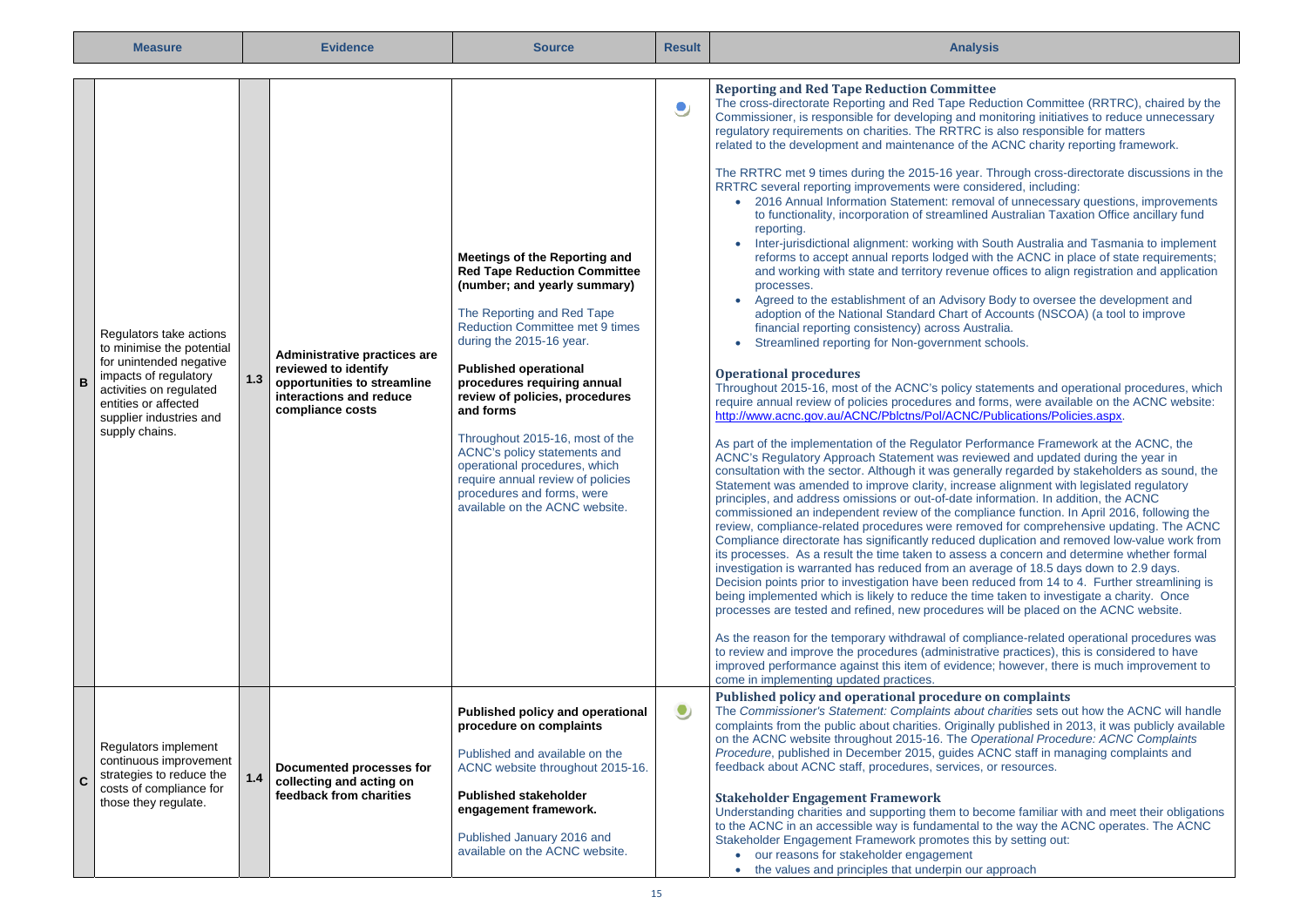| | Measure | | Evidence | Source | Result | Analysis |
|---|---|---|---|---|---|---|
| B | Regulators take actions to minimise the potential for unintended negative impacts of regulatory activities on regulated entities or affected supplier industries and supply chains. | 1.3 | **Administrative practices are reviewed to identify opportunities to streamline interactions and reduce compliance costs** | **Meetings of the Reporting and Red Tape Reduction Committee (number; and yearly summary)**<br><br>The Reporting and Red Tape Reduction Committee met 9 times during the 2015-16 year.<br><br>**Published operational procedures requiring annual review of policies, procedures and forms**<br><br>Throughout 2015-16, most of the ACNC's policy statements and operational procedures, which require annual review of policies procedures and forms, were available on the ACNC website. | | **Reporting and Red Tape Reduction Committee**<br>The cross-directorate Reporting and Red Tape Reduction Committee (RRTRC), chaired by the Commissioner, is responsible for developing and monitoring initiatives to reduce unnecessary regulatory requirements on charities. The RRTRC is also responsible for matters related to the development and maintenance of the ACNC charity reporting framework.<br><br>The RRTRC met 9 times during the 2015-16 year. Through cross-directorate discussions in the RRTRC several reporting improvements were considered, including:<br>• 2016 Annual Information Statement: removal of unnecessary questions, improvements to functionality, incorporation of streamlined Australian Taxation Office ancillary fund reporting.<br>• Inter-jurisdictional alignment: working with South Australia and Tasmania to implement reforms to accept annual reports lodged with the ACNC in place of state requirements; and working with state and territory revenue offices to align registration and application processes.<br>• Agreed to the establishment of an Advisory Body to oversee the development and adoption of the National Standard Chart of Accounts (NSCOA) (a tool to improve financial reporting consistency) across Australia.<br>• Streamlined reporting for Non-government schools.<br><br>**Operational procedures**<br>Throughout 2015-16, most of the ACNC's policy statements and operational procedures, which require annual review of policies procedures and forms, were available on the ACNC website: http://www.acnc.gov.au/ACNC/Pblctns/Pol/ACNC/Publications/Policies.aspx.<br><br>As part of the implementation of the Regulator Performance Framework at the ACNC, the ACNC's Regulatory Approach Statement was reviewed and updated during the year in consultation with the sector. Although it was generally regarded by stakeholders as sound, the Statement was amended to improve clarity, increase alignment with legislated regulatory principles, and address omissions or out-of-date information. In addition, the ACNC commissioned an independent review of the compliance function. In April 2016, following the review, compliance-related procedures were removed for comprehensive updating. The ACNC Compliance directorate has significantly reduced duplication and removed low-value work from its processes. As a result the time taken to assess a concern and determine whether formal investigation is warranted has reduced from an average of 18.5 days down to 2.9 days. Decision points prior to investigation have been reduced from 14 to 4. Further streamlining is being implemented which is likely to reduce the time taken to investigate a charity. Once processes are tested and refined, new procedures will be placed on the ACNC website.<br><br>As the reason for the temporary withdrawal of compliance-related operational procedures was to review and improve the procedures (administrative practices), this is considered to have improved performance against this item of evidence; however, there is much improvement to come in implementing updated practices. |
| C | Regulators implement continuous improvement strategies to reduce the costs of compliance for those they regulate. | 1.4 | **Documented processes for collecting and acting on feedback from charities** | **Published policy and operational procedure on complaints**<br><br>Published and available on the ACNC website throughout 2015-16.<br><br>**Published stakeholder engagement framework.**<br><br>Published January 2016 and available on the ACNC website. | | **Published policy and operational procedure on complaints**<br>The *Commissioner's Statement: Complaints about charities* sets out how the ACNC will handle complaints from the public about charities. Originally published in 2013, it was publicly available on the ACNC website throughout 2015-16. The *Operational Procedure: ACNC Complaints Procedure*, published in December 2015, guides ACNC staff in managing complaints and feedback about ACNC staff, procedures, services, or resources.<br><br>**Stakeholder Engagement Framework**<br>Understanding charities and supporting them to become familiar with and meet their obligations to the ACNC in an accessible way is fundamental to the way the ACNC operates. The ACNC Stakeholder Engagement Framework promotes this by setting out:<br>• our reasons for stakeholder engagement<br>• the values and principles that underpin our approach |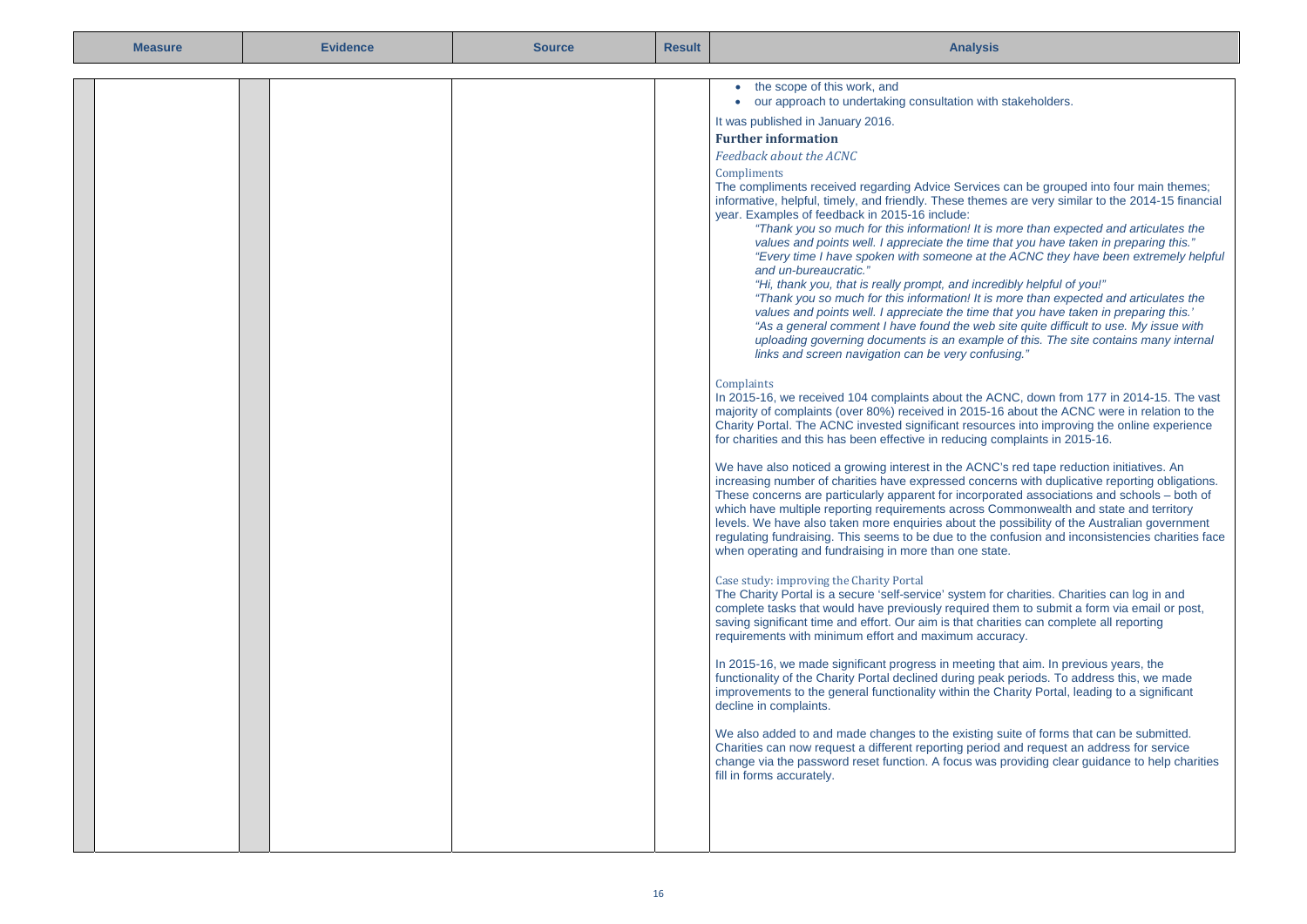| Measure | Evidence | Source | Result | Analysis |
| --- | --- | --- | --- | --- |
| | | | | • the scope of this work, and<br>• our approach to undertaking consultation with stakeholders.<br><br>It was published in January 2016.<br><br>**Further information**<br><br>*Feedback about the ACNC*<br><br>Compliments<br><br>The compliments received regarding Advice Services can be grouped into four main themes; informative, helpful, timely, and friendly. These themes are very similar to the 2014-15 financial year. Examples of feedback in 2015-16 include:<br><br>*"Thank you so much for this information! It is more than expected and articulates the values and points well. I appreciate the time that you have taken in preparing this."*<br>*"Every time I have spoken with someone at the ACNC they have been extremely helpful and un-bureaucratic."*<br>*"Hi, thank you, that is really prompt, and incredibly helpful of you!"*<br>*"Thank you so much for this information! It is more than expected and articulates the values and points well. I appreciate the time that you have taken in preparing this.'*<br>*"As a general comment I have found the web site quite difficult to use. My issue with uploading governing documents is an example of this. The site contains many internal links and screen navigation can be very confusing."*<br><br>Complaints<br><br>In 2015-16, we received 104 complaints about the ACNC, down from 177 in 2014-15. The vast majority of complaints (over 80%) received in 2015-16 about the ACNC were in relation to the Charity Portal. The ACNC invested significant resources into improving the online experience for charities and this has been effective in reducing complaints in 2015-16.<br><br>We have also noticed a growing interest in the ACNC's red tape reduction initiatives. An increasing number of charities have expressed concerns with duplicative reporting obligations. These concerns are particularly apparent for incorporated associations and schools – both of which have multiple reporting requirements across Commonwealth and state and territory levels. We have also taken more enquiries about the possibility of the Australian government regulating fundraising. This seems to be due to the confusion and inconsistencies charities face when operating and fundraising in more than one state.<br><br>Case study: improving the Charity Portal<br><br>The Charity Portal is a secure 'self-service' system for charities. Charities can log in and complete tasks that would have previously required them to submit a form via email or post, saving significant time and effort. Our aim is that charities can complete all reporting requirements with minimum effort and maximum accuracy.<br><br>In 2015-16, we made significant progress in meeting that aim. In previous years, the functionality of the Charity Portal declined during peak periods. To address this, we made improvements to the general functionality within the Charity Portal, leading to a significant decline in complaints.<br><br>We also added to and made changes to the existing suite of forms that can be submitted. Charities can now request a different reporting period and request an address for service change via the password reset function. A focus was providing clear guidance to help charities fill in forms accurately. |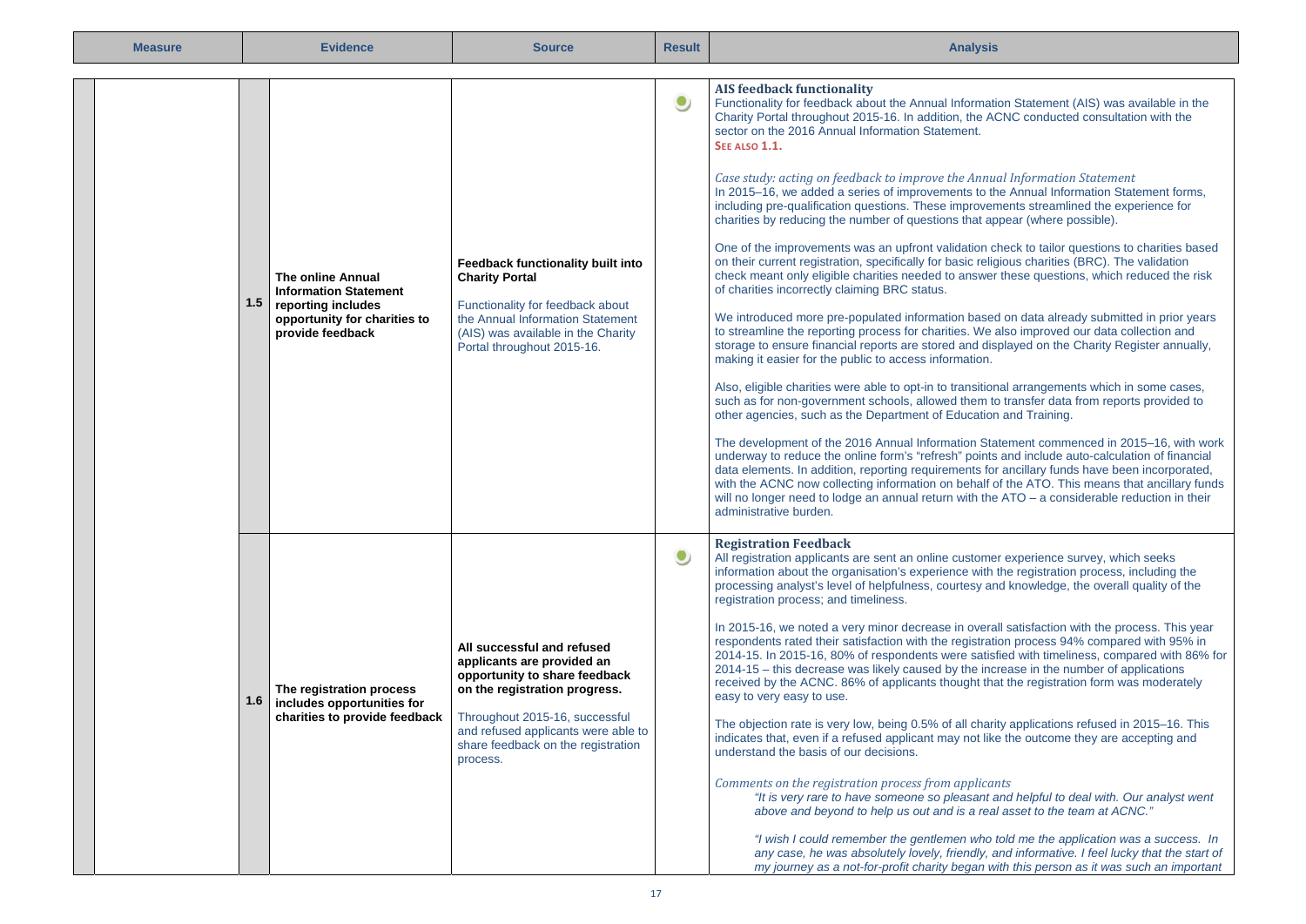| Measure | | Evidence | Source | Result | Analysis |
|---|---|---|---|---|---|
| | 1.5 | **The online Annual Information Statement reporting includes opportunity for charities to provide feedback** | **Feedback functionality built into Charity Portal**<br><br>Functionality for feedback about the Annual Information Statement (AIS) was available in the Charity Portal throughout 2015-16. | ● | **AIS feedback functionality**<br>Functionality for feedback about the Annual Information Statement (AIS) was available in the Charity Portal throughout 2015-16. In addition, the ACNC conducted consultation with the sector on the 2016 Annual Information Statement.<br>**SEE ALSO 1.1.**<br><br>*Case study: acting on feedback to improve the Annual Information Statement*<br>In 2015–16, we added a series of improvements to the Annual Information Statement forms, including pre-qualification questions. These improvements streamlined the experience for charities by reducing the number of questions that appear (where possible).<br><br>One of the improvements was an upfront validation check to tailor questions to charities based on their current registration, specifically for basic religious charities (BRC). The validation check meant only eligible charities needed to answer these questions, which reduced the risk of charities incorrectly claiming BRC status.<br><br>We introduced more pre-populated information based on data already submitted in prior years to streamline the reporting process for charities. We also improved our data collection and storage to ensure financial reports are stored and displayed on the Charity Register annually, making it easier for the public to access information.<br><br>Also, eligible charities were able to opt-in to transitional arrangements which in some cases, such as for non-government schools, allowed them to transfer data from reports provided to other agencies, such as the Department of Education and Training.<br><br>The development of the 2016 Annual Information Statement commenced in 2015–16, with work underway to reduce the online form's "refresh" points and include auto-calculation of financial data elements. In addition, reporting requirements for ancillary funds have been incorporated, with the ACNC now collecting information on behalf of the ATO. This means that ancillary funds will no longer need to lodge an annual return with the ATO – a considerable reduction in their administrative burden. |
| | 1.6 | **The registration process includes opportunities for charities to provide feedback** | **All successful and refused applicants are provided an opportunity to share feedback on the registration progress.**<br><br>Throughout 2015-16, successful and refused applicants were able to share feedback on the registration process. | ● | **Registration Feedback**<br>All registration applicants are sent an online customer experience survey, which seeks information about the organisation's experience with the registration process, including the processing analyst's level of helpfulness, courtesy and knowledge, the overall quality of the registration process; and timeliness.<br><br>In 2015-16, we noted a very minor decrease in overall satisfaction with the process. This year respondents rated their satisfaction with the registration process 94% compared with 95% in 2014-15. In 2015-16, 80% of respondents were satisfied with timeliness, compared with 86% for 2014-15 – this decrease was likely caused by the increase in the number of applications received by the ACNC. 86% of applicants thought that the registration form was moderately easy to very easy to use.<br><br>The objection rate is very low, being 0.5% of all charity applications refused in 2015–16. This indicates that, even if a refused applicant may not like the outcome they are accepting and understand the basis of our decisions.<br><br>*Comments on the registration process from applicants*<br>*"It is very rare to have someone so pleasant and helpful to deal with. Our analyst went above and beyond to help us out and is a real asset to the team at ACNC."*<br><br>*"I wish I could remember the gentlemen who told me the application was a success. In any case, he was absolutely lovely, friendly, and informative. I feel lucky that the start of my journey as a not-for-profit charity began with this person as it was such an important* |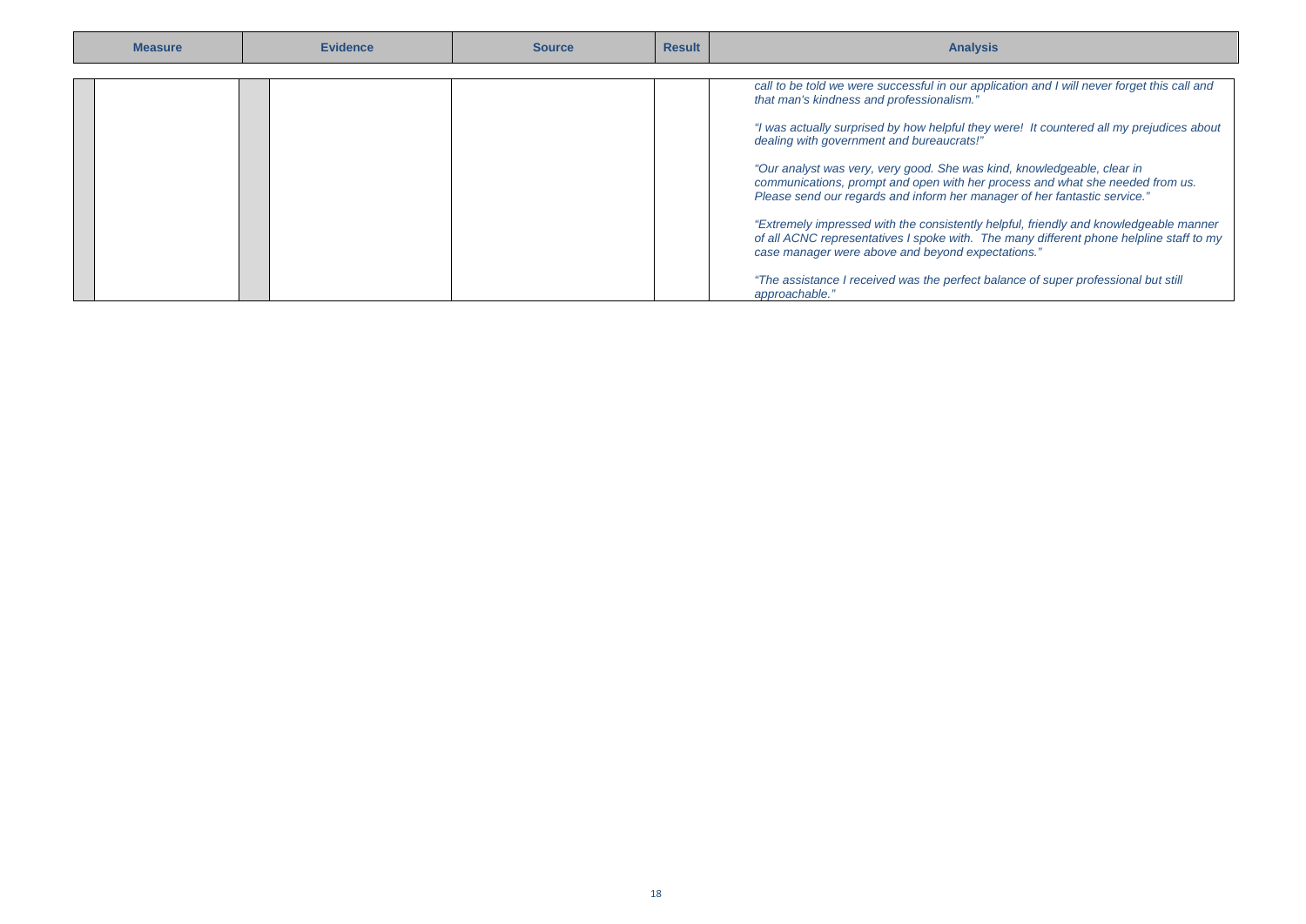| Measure | Evidence | Source | Result | Analysis |
| --- | --- | --- | --- | --- |
| | | | | *call to be told we were successful in our application and I will never forget this call and that man's kindness and professionalism."*<br><br>*"I was actually surprised by how helpful they were! It countered all my prejudices about dealing with government and bureaucrats!"*<br><br>*"Our analyst was very, very good. She was kind, knowledgeable, clear in communications, prompt and open with her process and what she needed from us. Please send our regards and inform her manager of her fantastic service."*<br><br>*"Extremely impressed with the consistently helpful, friendly and knowledgeable manner of all ACNC representatives I spoke with. The many different phone helpline staff to my case manager were above and beyond expectations."*<br><br>*"The assistance I received was the perfect balance of super professional but still approachable."* |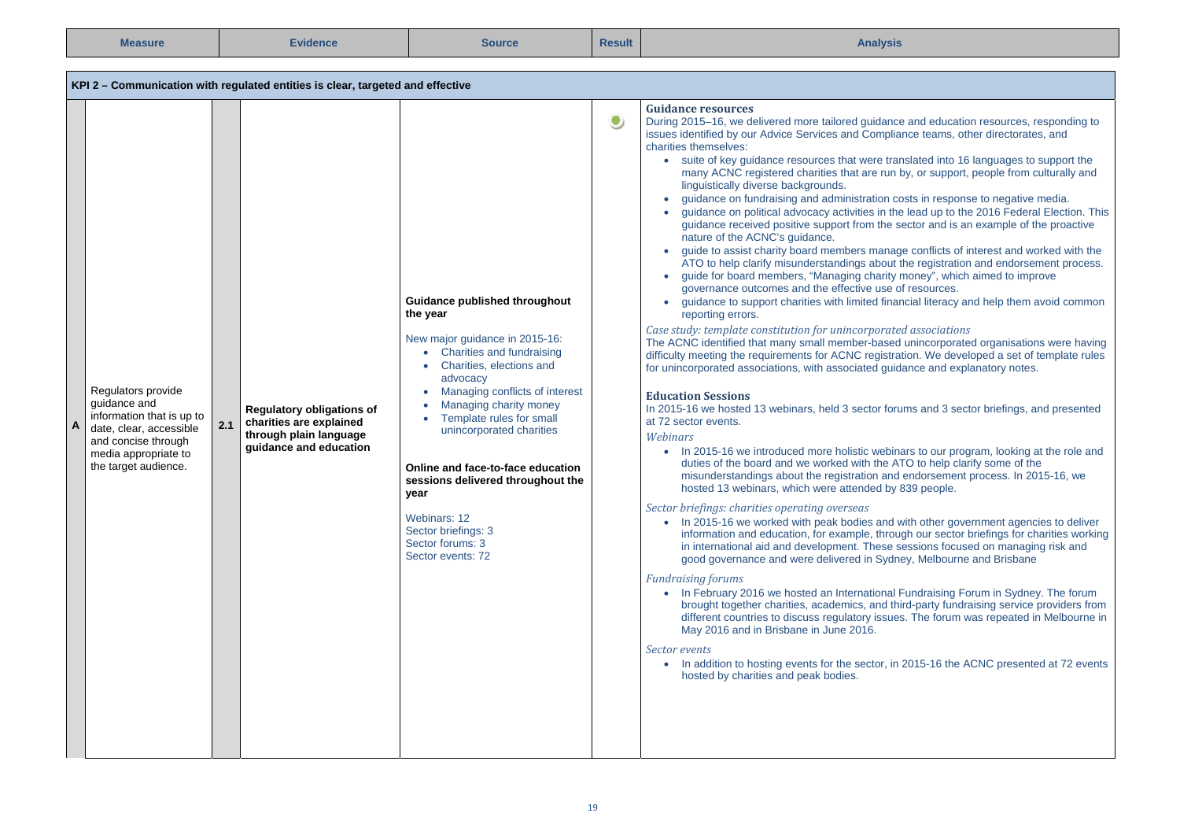| | Measure | | Evidence | Source | Result | Analysis |
|---|---|---|---|---|---|---|
| **KPI 2 – Communication with regulated entities is clear, targeted and effective** | | | | | | |
| A | Regulators provide guidance and information that is up to date, clear, accessible and concise through media appropriate to the target audience. | 2.1 | **Regulatory obligations of charities are explained through plain language guidance and education** | **Guidance published throughout the year**<br><br>New major guidance in 2015-16:<br>• Charities and fundraising<br>• Charities, elections and advocacy<br>• Managing conflicts of interest<br>• Managing charity money<br>• Template rules for small unincorporated charities<br><br>**Online and face-to-face education sessions delivered throughout the year**<br><br>Webinars: 12<br>Sector briefings: 3<br>Sector forums: 3<br>Sector events: 72 | ● | **Guidance resources**<br>During 2015–16, we delivered more tailored guidance and education resources, responding to issues identified by our Advice Services and Compliance teams, other directorates, and charities themselves:<br>• suite of key guidance resources that were translated into 16 languages to support the many ACNC registered charities that are run by, or support, people from culturally and linguistically diverse backgrounds.<br>• guidance on fundraising and administration costs in response to negative media.<br>• guidance on political advocacy activities in the lead up to the 2016 Federal Election. This guidance received positive support from the sector and is an example of the proactive nature of the ACNC's guidance.<br>• guide to assist charity board members manage conflicts of interest and worked with the ATO to help clarify misunderstandings about the registration and endorsement process.<br>• guide for board members, "Managing charity money", which aimed to improve governance outcomes and the effective use of resources.<br>• guidance to support charities with limited financial literacy and help them avoid common reporting errors.<br><br>*Case study: template constitution for unincorporated associations*<br>The ACNC identified that many small member-based unincorporated organisations were having difficulty meeting the requirements for ACNC registration. We developed a set of template rules for unincorporated associations, with associated guidance and explanatory notes.<br><br>**Education Sessions**<br>In 2015-16 we hosted 13 webinars, held 3 sector forums and 3 sector briefings, and presented at 72 sector events.<br>*Webinars*<br>• In 2015-16 we introduced more holistic webinars to our program, looking at the role and duties of the board and we worked with the ATO to help clarify some of the misunderstandings about the registration and endorsement process. In 2015-16, we hosted 13 webinars, which were attended by 839 people.<br><br>*Sector briefings: charities operating overseas*<br>• In 2015-16 we worked with peak bodies and with other government agencies to deliver information and education, for example, through our sector briefings for charities working in international aid and development. These sessions focused on managing risk and good governance and were delivered in Sydney, Melbourne and Brisbane<br><br>*Fundraising forums*<br>• In February 2016 we hosted an International Fundraising Forum in Sydney. The forum brought together charities, academics, and third-party fundraising service providers from different countries to discuss regulatory issues. The forum was repeated in Melbourne in May 2016 and in Brisbane in June 2016.<br><br>*Sector events*<br>• In addition to hosting events for the sector, in 2015-16 the ACNC presented at 72 events hosted by charities and peak bodies. |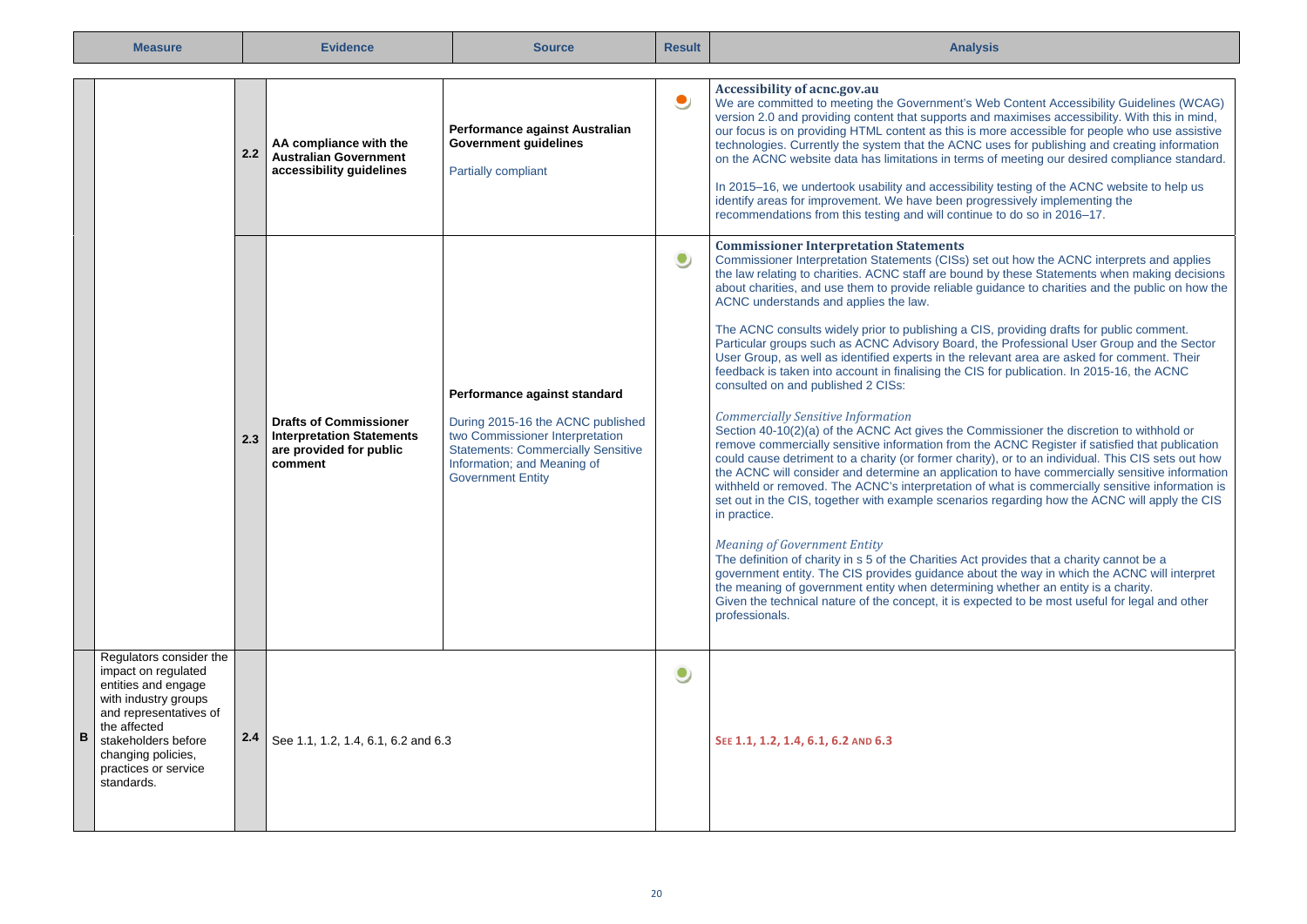| | Measure | | Evidence | Source | Result | Analysis |
|---|---|---|---|---|---|---|
| | | 2.2 | **AA compliance with the Australian Government accessibility guidelines** | **Performance against Australian Government guidelines**<br><br>Partially compliant | ● | **Accessibility of acnc.gov.au**<br>We are committed to meeting the Government's Web Content Accessibility Guidelines (WCAG) version 2.0 and providing content that supports and maximises accessibility. With this in mind, our focus is on providing HTML content as this is more accessible for people who use assistive technologies. Currently the system that the ACNC uses for publishing and creating information on the ACNC website data has limitations in terms of meeting our desired compliance standard.<br><br>In 2015–16, we undertook usability and accessibility testing of the ACNC website to help us identify areas for improvement. We have been progressively implementing the recommendations from this testing and will continue to do so in 2016–17. |
| | | 2.3 | **Drafts of Commissioner Interpretation Statements are provided for public comment** | **Performance against standard**<br><br>During 2015-16 the ACNC published two Commissioner Interpretation Statements: Commercially Sensitive Information; and Meaning of Government Entity | ● | **Commissioner Interpretation Statements**<br>Commissioner Interpretation Statements (CISs) set out how the ACNC interprets and applies the law relating to charities. ACNC staff are bound by these Statements when making decisions about charities, and use them to provide reliable guidance to charities and the public on how the ACNC understands and applies the law.<br><br>The ACNC consults widely prior to publishing a CIS, providing drafts for public comment. Particular groups such as ACNC Advisory Board, the Professional User Group and the Sector User Group, as well as identified experts in the relevant area are asked for comment. Their feedback is taken into account in finalising the CIS for publication. In 2015-16, the ACNC consulted on and published 2 CISs:<br><br>*Commercially Sensitive Information*<br>Section 40-10(2)(a) of the ACNC Act gives the Commissioner the discretion to withhold or remove commercially sensitive information from the ACNC Register if satisfied that publication could cause detriment to a charity (or former charity), or to an individual. This CIS sets out how the ACNC will consider and determine an application to have commercially sensitive information withheld or removed. The ACNC's interpretation of what is commercially sensitive information is set out in the CIS, together with example scenarios regarding how the ACNC will apply the CIS in practice.<br><br>*Meaning of Government Entity*<br>The definition of charity in s 5 of the Charities Act provides that a charity cannot be a government entity. The CIS provides guidance about the way in which the ACNC will interpret the meaning of government entity when determining whether an entity is a charity.<br>Given the technical nature of the concept, it is expected to be most useful for legal and other professionals. |
| **B** | Regulators consider the impact on regulated entities and engage with industry groups and representatives of the affected stakeholders before changing policies, practices or service standards. | 2.4 | See 1.1, 1.2, 1.4, 6.1, 6.2 and 6.3 | | ● | **SEE 1.1, 1.2, 1.4, 6.1, 6.2 AND 6.3** |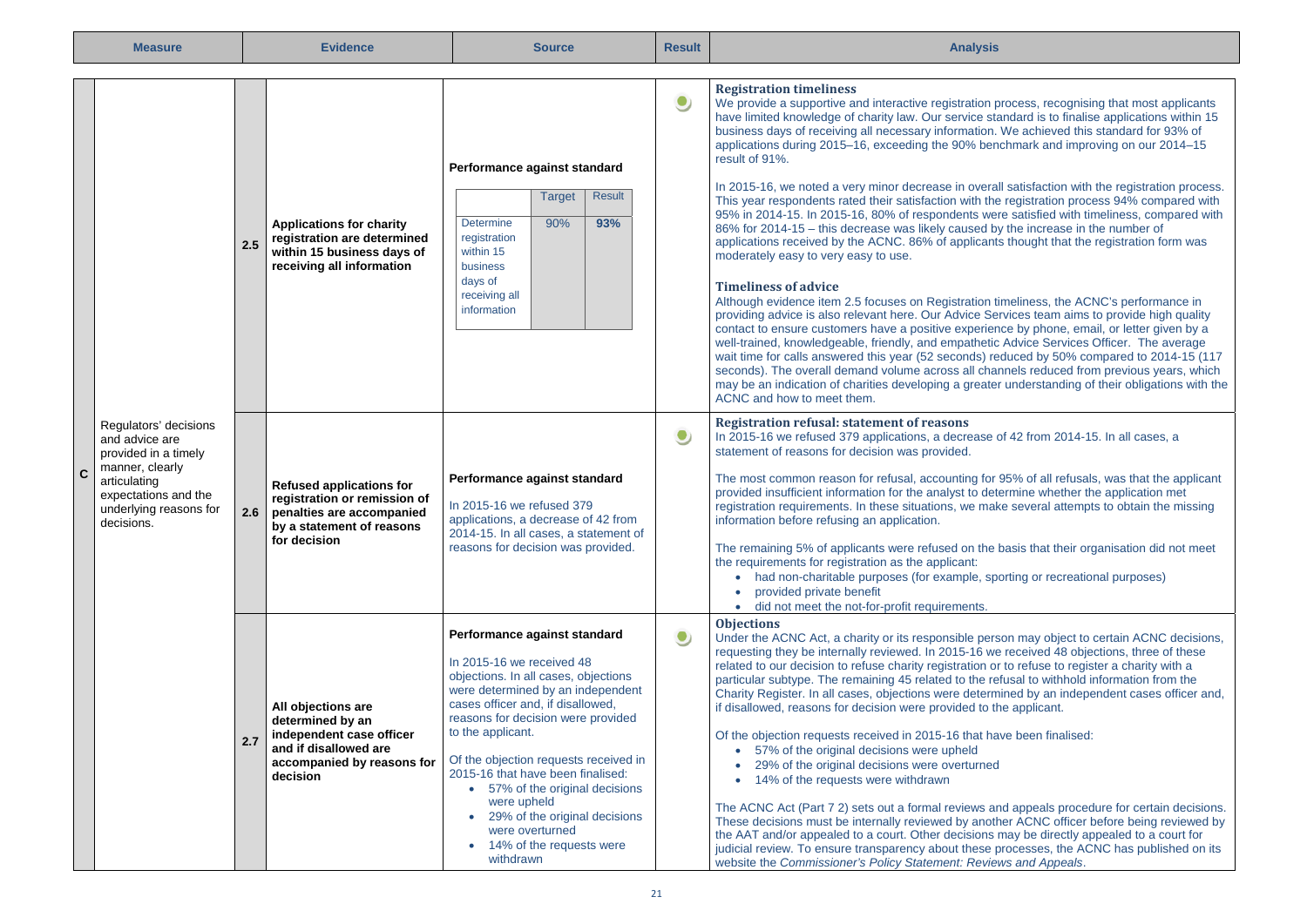| Measure | | Evidence | Source | Result | Analysis |
|---|---|---|---|---|---|
| C | Regulators' decisions and advice are provided in a timely manner, clearly articulating expectations and the underlying reasons for decisions. | 2.5 **Applications for charity registration are determined within 15 business days of receiving all information** | **Performance against standard**<br><br>Determine registration within 15 business days of receiving all information — Target: 90% — Result: **93%** | ● | **Registration timeliness**<br>We provide a supportive and interactive registration process, recognising that most applicants have limited knowledge of charity law. Our service standard is to finalise applications within 15 business days of receiving all necessary information. We achieved this standard for 93% of applications during 2015–16, exceeding the 90% benchmark and improving on our 2014–15 result of 91%.<br><br>In 2015-16, we noted a very minor decrease in overall satisfaction with the registration process. This year respondents rated their satisfaction with the registration process 94% compared with 95% in 2014-15. In 2015-16, 80% of respondents were satisfied with timeliness, compared with 86% for 2014-15 – this decrease was likely caused by the increase in the number of applications received by the ACNC. 86% of applicants thought that the registration form was moderately easy to very easy to use.<br><br>**Timeliness of advice**<br>Although evidence item 2.5 focuses on Registration timeliness, the ACNC's performance in providing advice is also relevant here. Our Advice Services team aims to provide high quality contact to ensure customers have a positive experience by phone, email, or letter given by a well-trained, knowledgeable, friendly, and empathetic Advice Services Officer. The average wait time for calls answered this year (52 seconds) reduced by 50% compared to 2014-15 (117 seconds). The overall demand volume across all channels reduced from previous years, which may be an indication of charities developing a greater understanding of their obligations with the ACNC and how to meet them. |
| | | 2.6 **Refused applications for registration or remission of penalties are accompanied by a statement of reasons for decision** | **Performance against standard**<br><br>In 2015-16 we refused 379 applications, a decrease of 42 from 2014-15. In all cases, a statement of reasons for decision was provided. | ● | **Registration refusal: statement of reasons**<br>In 2015-16 we refused 379 applications, a decrease of 42 from 2014-15. In all cases, a statement of reasons for decision was provided.<br><br>The most common reason for refusal, accounting for 95% of all refusals, was that the applicant provided insufficient information for the analyst to determine whether the application met registration requirements. In these situations, we make several attempts to obtain the missing information before refusing an application.<br><br>The remaining 5% of applicants were refused on the basis that their organisation did not meet the requirements for registration as the applicant:<br>• had non-charitable purposes (for example, sporting or recreational purposes)<br>• provided private benefit<br>• did not meet the not-for-profit requirements. |
| | | 2.7 **All objections are determined by an independent case officer and if disallowed are accompanied by reasons for decision** | **Performance against standard**<br><br>In 2015-16 we received 48 objections. In all cases, objections were determined by an independent cases officer and, if disallowed, reasons for decision were provided to the applicant.<br><br>Of the objection requests received in 2015-16 that have been finalised:<br>• 57% of the original decisions were upheld<br>• 29% of the original decisions were overturned<br>• 14% of the requests were withdrawn | ● | **Objections**<br>Under the ACNC Act, a charity or its responsible person may object to certain ACNC decisions, requesting they be internally reviewed. In 2015-16 we received 48 objections, three of these related to our decision to refuse charity registration or to refuse to register a charity with a particular subtype. The remaining 45 related to the refusal to withhold information from the Charity Register. In all cases, objections were determined by an independent cases officer and, if disallowed, reasons for decision were provided to the applicant.<br><br>Of the objection requests received in 2015-16 that have been finalised:<br>• 57% of the original decisions were upheld<br>• 29% of the original decisions were overturned<br>• 14% of the requests were withdrawn<br><br>The ACNC Act (Part 7 2) sets out a formal reviews and appeals procedure for certain decisions. These decisions must be internally reviewed by another ACNC officer before being reviewed by the AAT and/or appealed to a court. Other decisions may be directly appealed to a court for judicial review. To ensure transparency about these processes, the ACNC has published on its website the *Commissioner's Policy Statement: Reviews and Appeals*. |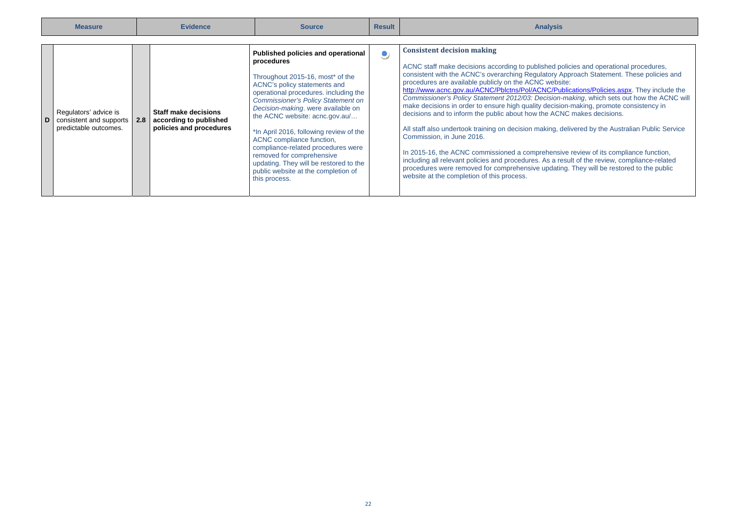| | Measure | | Evidence | Source | Result | Analysis |
|---|---|---|---|---|---|---|
| D | Regulators' advice is consistent and supports predictable outcomes. | 2.8 | **Staff make decisions according to published policies and procedures** | **Published policies and operational procedures**<br><br>Throughout 2015-16, most* of the ACNC's policy statements and operational procedures. including the *Commissioner's Policy Statement on Decision-making*. were available on the ACNC website: acnc.gov.au/…<br><br>*In April 2016, following review of the ACNC compliance function, compliance-related procedures were removed for comprehensive updating. They will be restored to the public website at the completion of this process. | | **Consistent decision making**<br><br>ACNC staff make decisions according to published policies and operational procedures, consistent with the ACNC's overarching Regulatory Approach Statement. These policies and procedures are available publicly on the ACNC website: http://www.acnc.gov.au/ACNC/Pblctns/Pol/ACNC/Publications/Policies.aspx. They include the *Commissioner's Policy Statement 2012/03: Decision-making*, which sets out how the ACNC will make decisions in order to ensure high quality decision-making, promote consistency in decisions and to inform the public about how the ACNC makes decisions.<br><br>All staff also undertook training on decision making, delivered by the Australian Public Service Commission, in June 2016.<br><br>In 2015-16, the ACNC commissioned a comprehensive review of its compliance function, including all relevant policies and procedures. As a result of the review, compliance-related procedures were removed for comprehensive updating. They will be restored to the public website at the completion of this process. |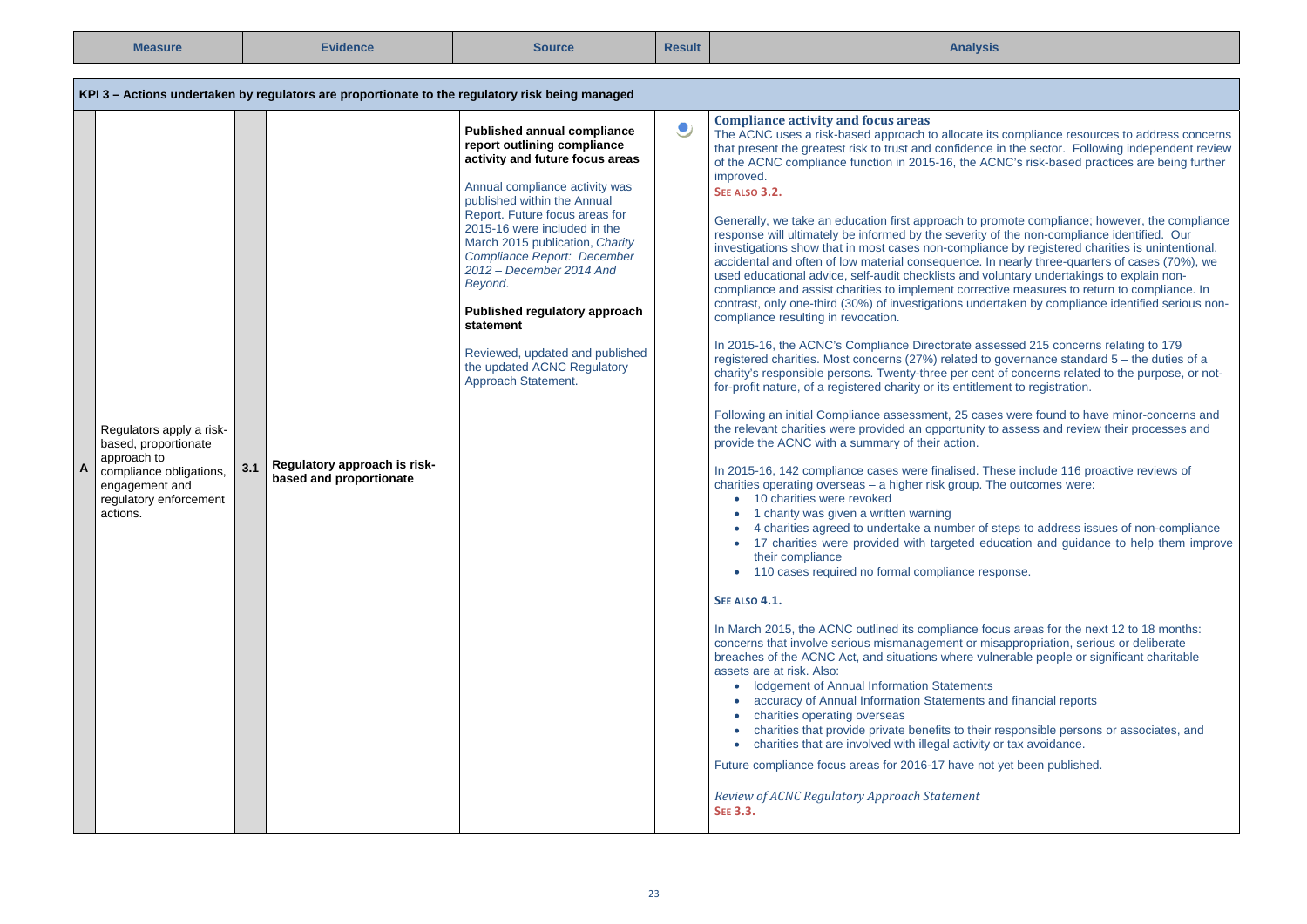| Measure | | | Evidence | Source | Result | Analysis |
|---|---|---|---|---|---|---|
| **KPI 3 – Actions undertaken by regulators are proportionate to the regulatory risk being managed** | | | | | | |
| A | Regulators apply a risk-based, proportionate approach to compliance obligations, engagement and regulatory enforcement actions. | 3.1 | **Regulatory approach is risk-based and proportionate** | **Published annual compliance report outlining compliance activity and future focus areas**<br><br>Annual compliance activity was published within the Annual Report. Future focus areas for 2015-16 were included in the March 2015 publication, *Charity Compliance Report: December 2012 – December 2014 And Beyond*.<br><br>**Published regulatory approach statement**<br><br>Reviewed, updated and published the updated ACNC Regulatory Approach Statement. | ● | **Compliance activity and focus areas**<br>The ACNC uses a risk-based approach to allocate its compliance resources to address concerns that present the greatest risk to trust and confidence in the sector. Following independent review of the ACNC compliance function in 2015-16, the ACNC's risk-based practices are being further improved.<br>**SEE ALSO 3.2.**<br><br>Generally, we take an education first approach to promote compliance; however, the compliance response will ultimately be informed by the severity of the non-compliance identified. Our investigations show that in most cases non-compliance by registered charities is unintentional, accidental and often of low material consequence. In nearly three-quarters of cases (70%), we used educational advice, self-audit checklists and voluntary undertakings to explain non-compliance and assist charities to implement corrective measures to return to compliance. In contrast, only one-third (30%) of investigations undertaken by compliance identified serious non-compliance resulting in revocation.<br><br>In 2015-16, the ACNC's Compliance Directorate assessed 215 concerns relating to 179 registered charities. Most concerns (27%) related to governance standard 5 – the duties of a charity's responsible persons. Twenty-three per cent of concerns related to the purpose, or not-for-profit nature, of a registered charity or its entitlement to registration.<br><br>Following an initial Compliance assessment, 25 cases were found to have minor-concerns and the relevant charities were provided an opportunity to assess and review their processes and provide the ACNC with a summary of their action.<br><br>In 2015-16, 142 compliance cases were finalised. These include 116 proactive reviews of charities operating overseas – a higher risk group. The outcomes were:<br>• 10 charities were revoked<br>• 1 charity was given a written warning<br>• 4 charities agreed to undertake a number of steps to address issues of non-compliance<br>• 17 charities were provided with targeted education and guidance to help them improve their compliance<br>• 110 cases required no formal compliance response.<br><br>**SEE ALSO 4.1.**<br><br>In March 2015, the ACNC outlined its compliance focus areas for the next 12 to 18 months: concerns that involve serious mismanagement or misappropriation, serious or deliberate breaches of the ACNC Act, and situations where vulnerable people or significant charitable assets are at risk. Also:<br>• lodgement of Annual Information Statements<br>• accuracy of Annual Information Statements and financial reports<br>• charities operating overseas<br>• charities that provide private benefits to their responsible persons or associates, and<br>• charities that are involved with illegal activity or tax avoidance.<br><br>Future compliance focus areas for 2016-17 have not yet been published.<br><br>*Review of ACNC Regulatory Approach Statement*<br>**SEE 3.3.** |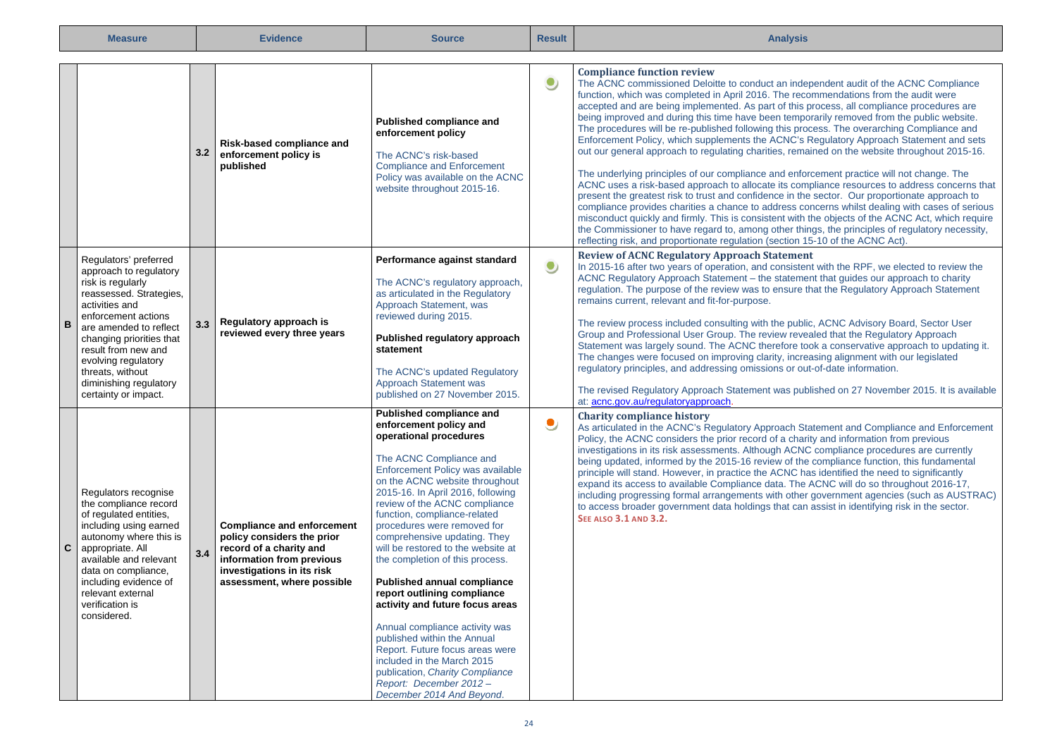| Measure | | Evidence | | Source | Result | Analysis |
|---|---|---|---|---|---|---|
| | | 3.2 | **Risk-based compliance and enforcement policy is published** | **Published compliance and enforcement policy**<br><br>The ACNC's risk-based Compliance and Enforcement Policy was available on the ACNC website throughout 2015-16. | ● (green) | **Compliance function review**<br>The ACNC commissioned Deloitte to conduct an independent audit of the ACNC Compliance function, which was completed in April 2016. The recommendations from the audit were accepted and are being implemented. As part of this process, all compliance procedures are being improved and during this time have been temporarily removed from the public website. The procedures will be re-published following this process. The overarching Compliance and Enforcement Policy, which supplements the ACNC's Regulatory Approach Statement and sets out our general approach to regulating charities, remained on the website throughout 2015-16.<br><br>The underlying principles of our compliance and enforcement practice will not change. The ACNC uses a risk-based approach to allocate its compliance resources to address concerns that present the greatest risk to trust and confidence in the sector. Our proportionate approach to compliance provides charities a chance to address concerns whilst dealing with cases of serious misconduct quickly and firmly. This is consistent with the objects of the ACNC Act, which require the Commissioner to have regard to, among other things, the principles of regulatory necessity, reflecting risk, and proportionate regulation (section 15-10 of the ACNC Act). |
| B | Regulators' preferred approach to regulatory risk is regularly reassessed. Strategies, activities and enforcement actions are amended to reflect changing priorities that result from new and evolving regulatory threats, without diminishing regulatory certainty or impact. | 3.3 | **Regulatory approach is reviewed every three years** | **Performance against standard**<br><br>The ACNC's regulatory approach, as articulated in the Regulatory Approach Statement, was reviewed during 2015.<br><br>**Published regulatory approach statement**<br><br>The ACNC's updated Regulatory Approach Statement was published on 27 November 2015. | ● (green) | **Review of ACNC Regulatory Approach Statement**<br>In 2015-16 after two years of operation, and consistent with the RPF, we elected to review the ACNC Regulatory Approach Statement – the statement that guides our approach to charity regulation. The purpose of the review was to ensure that the Regulatory Approach Statement remains current, relevant and fit-for-purpose.<br><br>The review process included consulting with the public, ACNC Advisory Board, Sector User Group and Professional User Group. The review revealed that the Regulatory Approach Statement was largely sound. The ACNC therefore took a conservative approach to updating it. The changes were focused on improving clarity, increasing alignment with our legislated regulatory principles, and addressing omissions or out-of-date information.<br><br>The revised Regulatory Approach Statement was published on 27 November 2015. It is available at: acnc.gov.au/regulatoryapproach. |
| C | Regulators recognise the compliance record of regulated entities, including using earned autonomy where this is appropriate. All available and relevant data on compliance, including evidence of relevant external verification is considered. | 3.4 | **Compliance and enforcement policy considers the prior record of a charity and information from previous investigations in its risk assessment, where possible** | **Published compliance and enforcement policy and operational procedures**<br><br>The ACNC Compliance and Enforcement Policy was available on the ACNC website throughout 2015-16. In April 2016, following review of the ACNC compliance function, compliance-related procedures were removed for comprehensive updating. They will be restored to the website at the completion of this process.<br><br>**Published annual compliance report outlining compliance activity and future focus areas**<br><br>Annual compliance activity was published within the Annual Report. Future focus areas were included in the March 2015 publication, *Charity Compliance Report: December 2012 – December 2014 And Beyond*. | ● (orange) | **Charity compliance history**<br>As articulated in the ACNC's Regulatory Approach Statement and Compliance and Enforcement Policy, the ACNC considers the prior record of a charity and information from previous investigations in its risk assessments. Although ACNC compliance procedures are currently being updated, informed by the 2015-16 review of the compliance function, this fundamental principle will stand. However, in practice the ACNC has identified the need to significantly expand its access to available Compliance data. The ACNC will do so throughout 2016-17, including progressing formal arrangements with other government agencies (such as AUSTRAC) to access broader government data holdings that can assist in identifying risk in the sector.<br>**SEE ALSO 3.1 AND 3.2.** |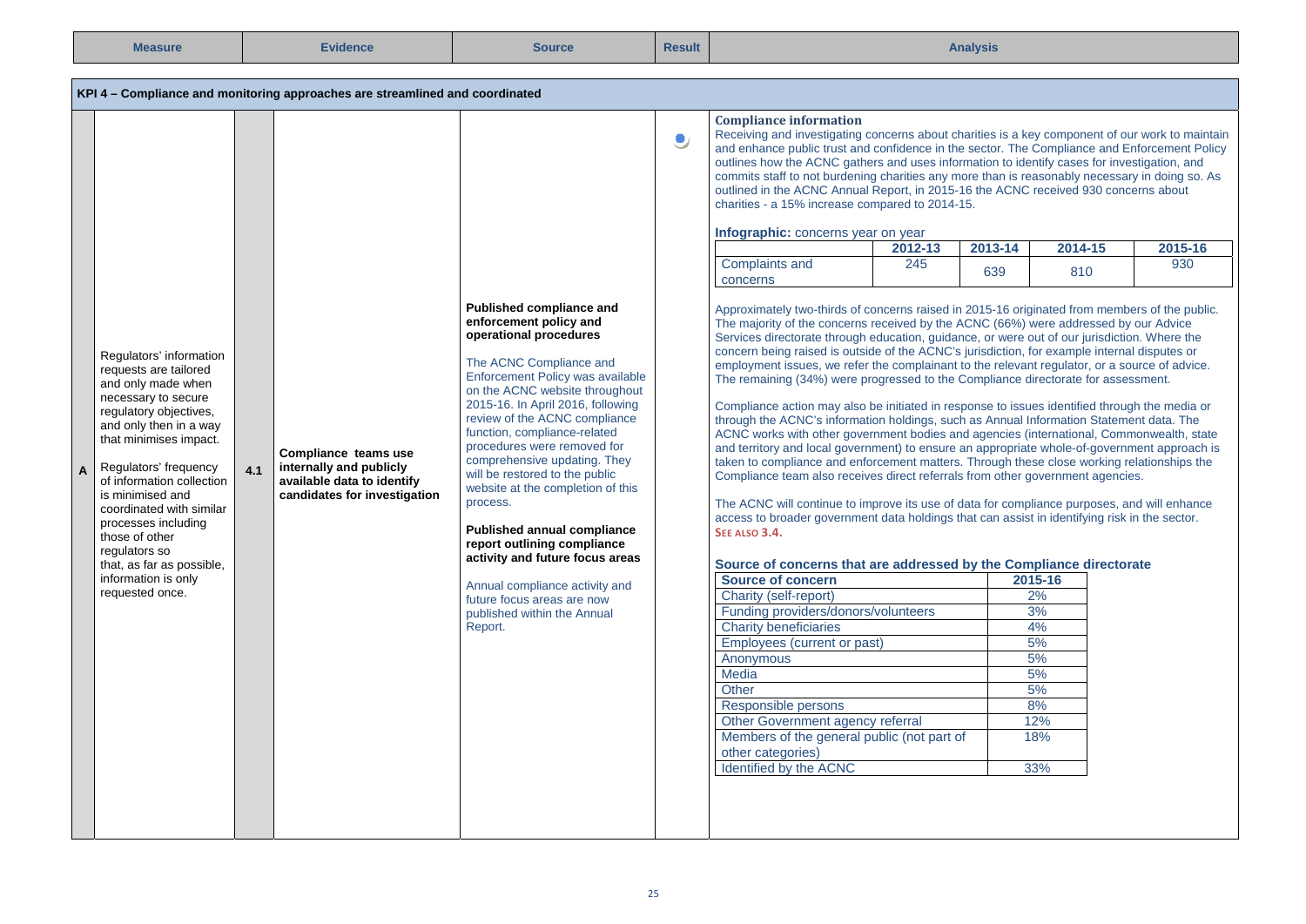| Measure | | Evidence | Source | Result | Analysis |
|---|---|---|---|---|---|

**KPI 4 – Compliance and monitoring approaches are streamlined and coordinated**

| | Measure | | Evidence | Source | Result |
|---|---|---|---|---|---|
| A | Regulators' information requests are tailored and only made when necessary to secure regulatory objectives, and only then in a way that minimises impact.<br><br>Regulators' frequency of information collection is minimised and coordinated with similar processes including those of other regulators so that, as far as possible, information is only requested once. | 4.1 | **Compliance teams use internally and publicly available data to identify candidates for investigation** | **Published compliance and enforcement policy and operational procedures**<br><br>The ACNC Compliance and Enforcement Policy was available on the ACNC website throughout 2015-16. In April 2016, following review of the ACNC compliance function, compliance-related procedures were removed for comprehensive updating. They will be restored to the public website at the completion of this process.<br><br>**Published annual compliance report outlining compliance activity and future focus areas**<br><br>Annual compliance activity and future focus areas are now published within the Annual Report. | ● |

**Compliance information**

Receiving and investigating concerns about charities is a key component of our work to maintain and enhance public trust and confidence in the sector. The Compliance and Enforcement Policy outlines how the ACNC gathers and uses information to identify cases for investigation, and commits staff to not burdening charities any more than is reasonably necessary in doing so. As outlined in the ACNC Annual Report, in 2015-16 the ACNC received 930 concerns about charities - a 15% increase compared to 2014-15.

**Infographic:** concerns year on year

| | 2012-13 | 2013-14 | 2014-15 | 2015-16 |
|---|---|---|---|---|
| Complaints and concerns | 245 | 639 | 810 | 930 |

Approximately two-thirds of concerns raised in 2015-16 originated from members of the public. The majority of the concerns received by the ACNC (66%) were addressed by our Advice Services directorate through education, guidance, or were out of our jurisdiction. Where the concern being raised is outside of the ACNC's jurisdiction, for example internal disputes or employment issues, we refer the complainant to the relevant regulator, or a source of advice. The remaining (34%) were progressed to the Compliance directorate for assessment.

Compliance action may also be initiated in response to issues identified through the media or through the ACNC's information holdings, such as Annual Information Statement data. The ACNC works with other government bodies and agencies (international, Commonwealth, state and territory and local government) to ensure an appropriate whole-of-government approach is taken to compliance and enforcement matters. Through these close working relationships the Compliance team also receives direct referrals from other government agencies.

The ACNC will continue to improve its use of data for compliance purposes, and will enhance access to broader government data holdings that can assist in identifying risk in the sector.
**SEE ALSO 3.4.**

**Source of concerns that are addressed by the Compliance directorate**

| Source of concern | 2015-16 |
|---|---|
| Charity (self-report) | 2% |
| Funding providers/donors/volunteers | 3% |
| Charity beneficiaries | 4% |
| Employees (current or past) | 5% |
| Anonymous | 5% |
| Media | 5% |
| Other | 5% |
| Responsible persons | 8% |
| Other Government agency referral | 12% |
| Members of the general public (not part of other categories) | 18% |
| Identified by the ACNC | 33% |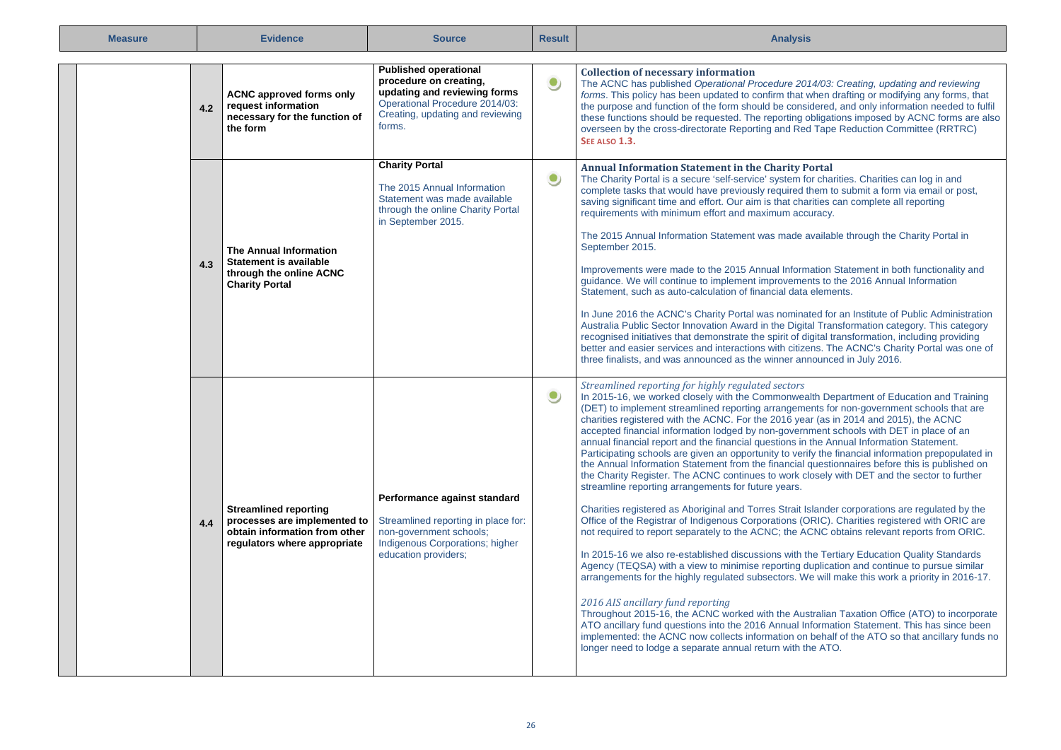| Measure | | Evidence | Source | Result | Analysis |
|---|---|---|---|---|---|
| | 4.2 | **ACNC approved forms only request information necessary for the function of the form** | **Published operational procedure on creating, updating and reviewing forms** Operational Procedure 2014/03: Creating, updating and reviewing forms. | ● | **Collection of necessary information** The ACNC has published *Operational Procedure 2014/03: Creating, updating and reviewing forms*. This policy has been updated to confirm that when drafting or modifying any forms, that the purpose and function of the form should be considered, and only information needed to fulfil these functions should be requested. The reporting obligations imposed by ACNC forms are also overseen by the cross-directorate Reporting and Red Tape Reduction Committee (RRTRC) **SEE ALSO 1.3.** |
| | 4.3 | **The Annual Information Statement is available through the online ACNC Charity Portal** | **Charity Portal** The 2015 Annual Information Statement was made available through the online Charity Portal in September 2015. | ● | **Annual Information Statement in the Charity Portal** The Charity Portal is a secure 'self-service' system for charities. Charities can log in and complete tasks that would have previously required them to submit a form via email or post, saving significant time and effort. Our aim is that charities can complete all reporting requirements with minimum effort and maximum accuracy.<br><br>The 2015 Annual Information Statement was made available through the Charity Portal in September 2015.<br><br>Improvements were made to the 2015 Annual Information Statement in both functionality and guidance. We will continue to implement improvements to the 2016 Annual Information Statement, such as auto-calculation of financial data elements.<br><br>In June 2016 the ACNC's Charity Portal was nominated for an Institute of Public Administration Australia Public Sector Innovation Award in the Digital Transformation category. This category recognised initiatives that demonstrate the spirit of digital transformation, including providing better and easier services and interactions with citizens. The ACNC's Charity Portal was one of three finalists, and was announced as the winner announced in July 2016. |
| | 4.4 | **Streamlined reporting processes are implemented to obtain information from other regulators where appropriate** | **Performance against standard** Streamlined reporting in place for: non-government schools; Indigenous Corporations; higher education providers; | ● | *Streamlined reporting for highly regulated sectors* In 2015-16, we worked closely with the Commonwealth Department of Education and Training (DET) to implement streamlined reporting arrangements for non-government schools that are charities registered with the ACNC. For the 2016 year (as in 2014 and 2015), the ACNC accepted financial information lodged by non-government schools with DET in place of an annual financial report and the financial questions in the Annual Information Statement. Participating schools are given an opportunity to verify the financial information prepopulated in the Annual Information Statement from the financial questionnaires before this is published on the Charity Register. The ACNC continues to work closely with DET and the sector to further streamline reporting arrangements for future years.<br><br>Charities registered as Aboriginal and Torres Strait Islander corporations are regulated by the Office of the Registrar of Indigenous Corporations (ORIC). Charities registered with ORIC are not required to report separately to the ACNC; the ACNC obtains relevant reports from ORIC.<br><br>In 2015-16 we also re-established discussions with the Tertiary Education Quality Standards Agency (TEQSA) with a view to minimise reporting duplication and continue to pursue similar arrangements for the highly regulated subsectors. We will make this work a priority in 2016-17.<br><br>*2016 AIS ancillary fund reporting* Throughout 2015-16, the ACNC worked with the Australian Taxation Office (ATO) to incorporate ATO ancillary fund questions into the 2016 Annual Information Statement. This has since been implemented: the ACNC now collects information on behalf of the ATO so that ancillary funds no longer need to lodge a separate annual return with the ATO. |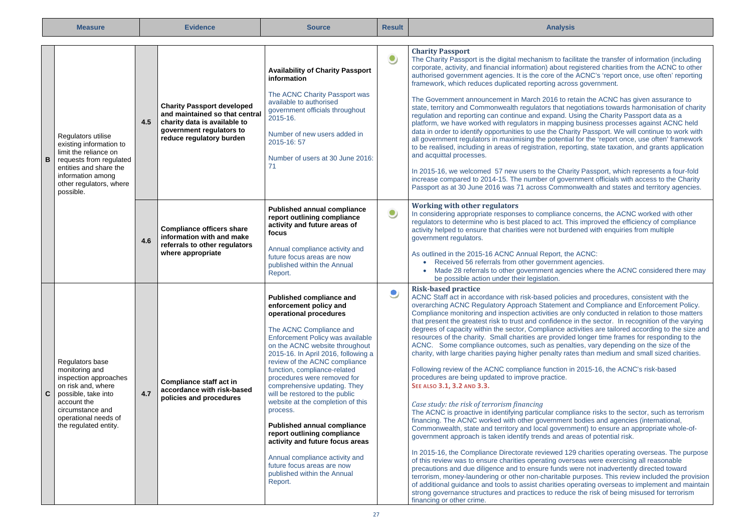| Measure | | | Evidence | Source | Result | Analysis |
|---|---|---|---|---|---|---|
| **B** | Regulators utilise existing information to limit the reliance on requests from regulated entities and share the information among other regulators, where possible. | **4.5** | **Charity Passport developed and maintained so that central charity data is available to government regulators to reduce regulatory burden** | **Availability of Charity Passport information**<br><br>The ACNC Charity Passport was available to authorised government officials throughout 2015-16.<br><br>Number of new users added in 2015-16: 57<br><br>Number of users at 30 June 2016: 71 | ● | **Charity Passport**<br>The Charity Passport is the digital mechanism to facilitate the transfer of information (including corporate, activity, and financial information) about registered charities from the ACNC to other authorised government agencies. It is the core of the ACNC's 'report once, use often' reporting framework, which reduces duplicated reporting across government.<br><br>The Government announcement in March 2016 to retain the ACNC has given assurance to state, territory and Commonwealth regulators that negotiations towards harmonisation of charity regulation and reporting can continue and expand. Using the Charity Passport data as a platform, we have worked with regulators in mapping business processes against ACNC held data in order to identify opportunities to use the Charity Passport. We will continue to work with all government regulators in maximising the potential for the 'report once, use often' framework to be realised, including in areas of registration, reporting, state taxation, and grants application and acquittal processes.<br><br>In 2015-16, we welcomed 57 new users to the Charity Passport, which represents a four-fold increase compared to 2014-15. The number of government officials with access to the Charity Passport as at 30 June 2016 was 71 across Commonwealth and states and territory agencies. |
| | | **4.6** | **Compliance officers share information with and make referrals to other regulators where appropriate** | **Published annual compliance report outlining compliance activity and future areas of focus**<br><br>Annual compliance activity and future focus areas are now published within the Annual Report. | ● | **Working with other regulators**<br>In considering appropriate responses to compliance concerns, the ACNC worked with other regulators to determine who is best placed to act. This improved the efficiency of compliance activity helped to ensure that charities were not burdened with enquiries from multiple government regulators.<br><br>As outlined in the 2015-16 ACNC Annual Report, the ACNC:<br>• Received 56 referrals from other government agencies.<br>• Made 28 referrals to other government agencies where the ACNC considered there may be possible action under their legislation. |
| **C** | Regulators base monitoring and inspection approaches on risk and, where possible, take into account the circumstance and operational needs of the regulated entity. | **4.7** | **Compliance staff act in accordance with risk-based policies and procedures** | **Published compliance and enforcement policy and operational procedures**<br><br>The ACNC Compliance and Enforcement Policy was available on the ACNC website throughout 2015-16. In April 2016, following a review of the ACNC compliance function, compliance-related procedures were removed for comprehensive updating. They will be restored to the public website at the completion of this process.<br><br>**Published annual compliance report outlining compliance activity and future focus areas**<br><br>Annual compliance activity and future focus areas are now published within the Annual Report. | ● | **Risk-based practice**<br>ACNC Staff act in accordance with risk-based policies and procedures, consistent with the overarching ACNC Regulatory Approach Statement and Compliance and Enforcement Policy. Compliance monitoring and inspection activities are only conducted in relation to those matters that present the greatest risk to trust and confidence in the sector. In recognition of the varying degrees of capacity within the sector, Compliance activities are tailored according to the size and resources of the charity. Small charities are provided longer time frames for responding to the ACNC. Some compliance outcomes, such as penalties, vary depending on the size of the charity, with large charities paying higher penalty rates than medium and small sized charities.<br><br>Following review of the ACNC compliance function in 2015-16, the ACNC's risk-based procedures are being updated to improve practice.<br>**SEE ALSO 3.1, 3.2 AND 3.3.**<br><br>*Case study: the risk of terrorism financing*<br>The ACNC is proactive in identifying particular compliance risks to the sector, such as terrorism financing. The ACNC worked with other government bodies and agencies (international, Commonwealth, state and territory and local government) to ensure an appropriate whole-of-government approach is taken identify trends and areas of potential risk.<br><br>In 2015-16, the Compliance Directorate reviewed 129 charities operating overseas. The purpose of this review was to ensure charities operating overseas were exercising all reasonable precautions and due diligence and to ensure funds were not inadvertently directed toward terrorism, money-laundering or other non-charitable purposes. This review included the provision of additional guidance and tools to assist charities operating overseas to implement and maintain strong governance structures and practices to reduce the risk of being misused for terrorism financing or other crime. |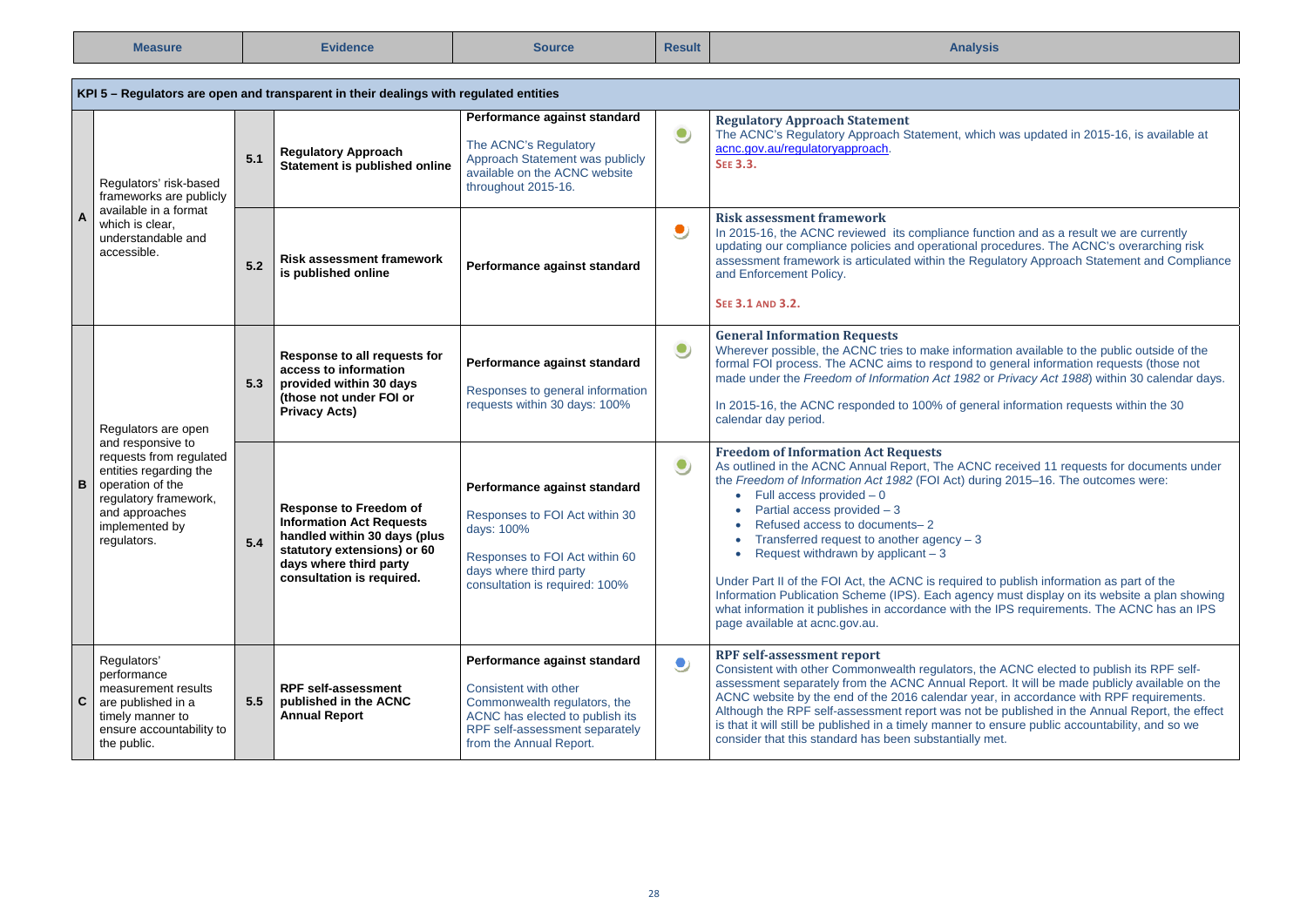| Measure | | Evidence | | Source | Result | Analysis |
|---|---|---|---|---|---|---|
| **KPI 5 – Regulators are open and transparent in their dealings with regulated entities** | | | | | | |
| **A** | Regulators' risk-based frameworks are publicly available in a format which is clear, understandable and accessible. | **5.1** | **Regulatory Approach Statement is published online** | **Performance against standard** The ACNC's Regulatory Approach Statement was publicly available on the ACNC website throughout 2015-16. | ● | **Regulatory Approach Statement** The ACNC's Regulatory Approach Statement, which was updated in 2015-16, is available at acnc.gov.au/regulatoryapproach. SEE 3.3. |
| | | **5.2** | **Risk assessment framework is published online** | **Performance against standard** | ● | **Risk assessment framework** In 2015-16, the ACNC reviewed its compliance function and as a result we are currently updating our compliance policies and operational procedures. The ACNC's overarching risk assessment framework is articulated within the Regulatory Approach Statement and Compliance and Enforcement Policy. SEE 3.1 AND 3.2. |
| **B** | Regulators are open and responsive to requests from regulated entities regarding the operation of the regulatory framework, and approaches implemented by regulators. | **5.3** | **Response to all requests for access to information provided within 30 days (those not under FOI or Privacy Acts)** | **Performance against standard** Responses to general information requests within 30 days: 100% | ● | **General Information Requests** Wherever possible, the ACNC tries to make information available to the public outside of the formal FOI process. The ACNC aims to respond to general information requests (those not made under the *Freedom of Information Act 1982* or *Privacy Act 1988*) within 30 calendar days. In 2015-16, the ACNC responded to 100% of general information requests within the 30 calendar day period. |
| | | **5.4** | **Response to Freedom of Information Act Requests handled within 30 days (plus statutory extensions) or 60 days where third party consultation is required.** | **Performance against standard** Responses to FOI Act within 30 days: 100% Responses to FOI Act within 60 days where third party consultation is required: 100% | ● | **Freedom of Information Act Requests** As outlined in the ACNC Annual Report, The ACNC received 11 requests for documents under the *Freedom of Information Act 1982* (FOI Act) during 2015–16. The outcomes were: • Full access provided – 0 • Partial access provided – 3 • Refused access to documents– 2 • Transferred request to another agency – 3 • Request withdrawn by applicant – 3 Under Part II of the FOI Act, the ACNC is required to publish information as part of the Information Publication Scheme (IPS). Each agency must display on its website a plan showing what information it publishes in accordance with the IPS requirements. The ACNC has an IPS page available at acnc.gov.au. |
| **C** | Regulators' performance measurement results are published in a timely manner to ensure accountability to the public. | **5.5** | **RPF self-assessment published in the ACNC Annual Report** | **Performance against standard** Consistent with other Commonwealth regulators, the ACNC has elected to publish its RPF self-assessment separately from the Annual Report. | ● | **RPF self-assessment report** Consistent with other Commonwealth regulators, the ACNC elected to publish its RPF self-assessment separately from the ACNC Annual Report. It will be made publicly available on the ACNC website by the end of the 2016 calendar year, in accordance with RPF requirements. Although the RPF self-assessment report was not be published in the Annual Report, the effect is that it will still be published in a timely manner to ensure public accountability, and so we consider that this standard has been substantially met. |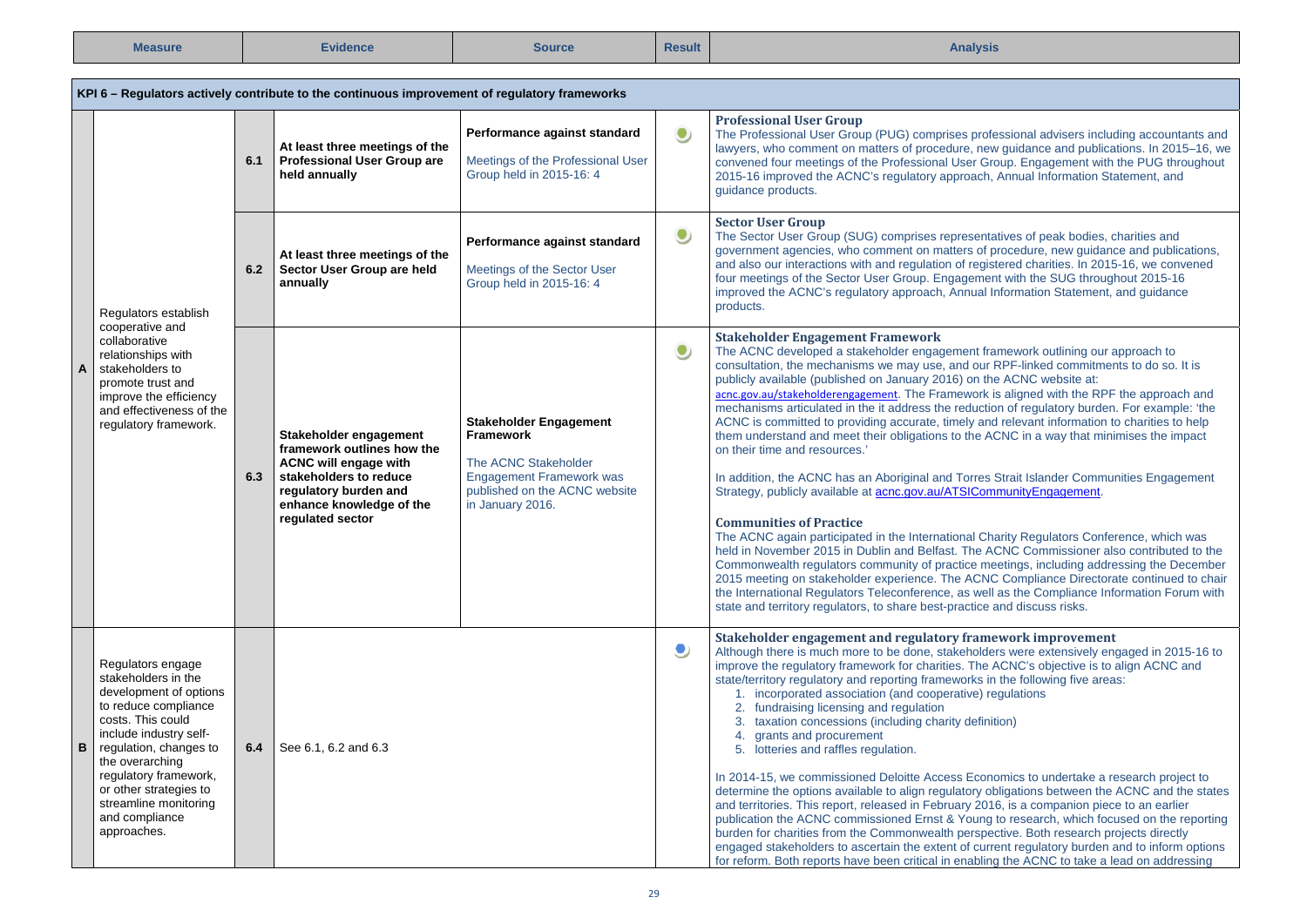| Measure | | | Evidence | Source | Result | Analysis |
|---|---|---|---|---|---|---|
| **KPI 6 – Regulators actively contribute to the continuous improvement of regulatory frameworks** | | | | | | |
| A | Regulators establish cooperative and collaborative relationships with stakeholders to promote trust and improve the efficiency and effectiveness of the regulatory framework. | 6.1 | **At least three meetings of the Professional User Group are held annually** | **Performance against standard**<br><br>Meetings of the Professional User Group held in 2015-16: 4 | ● | **Professional User Group**<br>The Professional User Group (PUG) comprises professional advisers including accountants and lawyers, who comment on matters of procedure, new guidance and publications. In 2015–16, we convened four meetings of the Professional User Group. Engagement with the PUG throughout 2015-16 improved the ACNC's regulatory approach, Annual Information Statement, and guidance products. |
| | | 6.2 | **At least three meetings of the Sector User Group are held annually** | **Performance against standard**<br><br>Meetings of the Sector User Group held in 2015-16: 4 | ● | **Sector User Group**<br>The Sector User Group (SUG) comprises representatives of peak bodies, charities and government agencies, who comment on matters of procedure, new guidance and publications, and also our interactions with and regulation of registered charities. In 2015-16, we convened four meetings of the Sector User Group. Engagement with the SUG throughout 2015-16 improved the ACNC's regulatory approach, Annual Information Statement, and guidance products. |
| | | 6.3 | **Stakeholder engagement framework outlines how the ACNC will engage with stakeholders to reduce regulatory burden and enhance knowledge of the regulated sector** | **Stakeholder Engagement Framework**<br><br>The ACNC Stakeholder Engagement Framework was published on the ACNC website in January 2016. | ● | **Stakeholder Engagement Framework**<br>The ACNC developed a stakeholder engagement framework outlining our approach to consultation, the mechanisms we may use, and our RPF-linked commitments to do so. It is publicly available (published on January 2016) on the ACNC website at: acnc.gov.au/stakeholderengagement. The Framework is aligned with the RPF the approach and mechanisms articulated in the it address the reduction of regulatory burden. For example: 'the ACNC is committed to providing accurate, timely and relevant information to charities to help them understand and meet their obligations to the ACNC in a way that minimises the impact on their time and resources.'<br><br>In addition, the ACNC has an Aboriginal and Torres Strait Islander Communities Engagement Strategy, publicly available at acnc.gov.au/ATSICommunityEngagement.<br><br>**Communities of Practice**<br>The ACNC again participated in the International Charity Regulators Conference, which was held in November 2015 in Dublin and Belfast. The ACNC Commissioner also contributed to the Commonwealth regulators community of practice meetings, including addressing the December 2015 meeting on stakeholder experience. The ACNC Compliance Directorate continued to chair the International Regulators Teleconference, as well as the Compliance Information Forum with state and territory regulators, to share best-practice and discuss risks. |
| B | Regulators engage stakeholders in the development of options to reduce compliance costs. This could include industry self-regulation, changes to the overarching regulatory framework, or other strategies to streamline monitoring and compliance approaches. | 6.4 | See 6.1, 6.2 and 6.3 | | ● | **Stakeholder engagement and regulatory framework improvement**<br>Although there is much more to be done, stakeholders were extensively engaged in 2015-16 to improve the regulatory framework for charities. The ACNC's objective is to align ACNC and state/territory regulatory and reporting frameworks in the following five areas:<br>1. incorporated association (and cooperative) regulations<br>2. fundraising licensing and regulation<br>3. taxation concessions (including charity definition)<br>4. grants and procurement<br>5. lotteries and raffles regulation.<br><br>In 2014-15, we commissioned Deloitte Access Economics to undertake a research project to determine the options available to align regulatory obligations between the ACNC and the states and territories. This report, released in February 2016, is a companion piece to an earlier publication the ACNC commissioned Ernst & Young to research, which focused on the reporting burden for charities from the Commonwealth perspective. Both research projects directly engaged stakeholders to ascertain the extent of current regulatory burden and to inform options for reform. Both reports have been critical in enabling the ACNC to take a lead on addressing |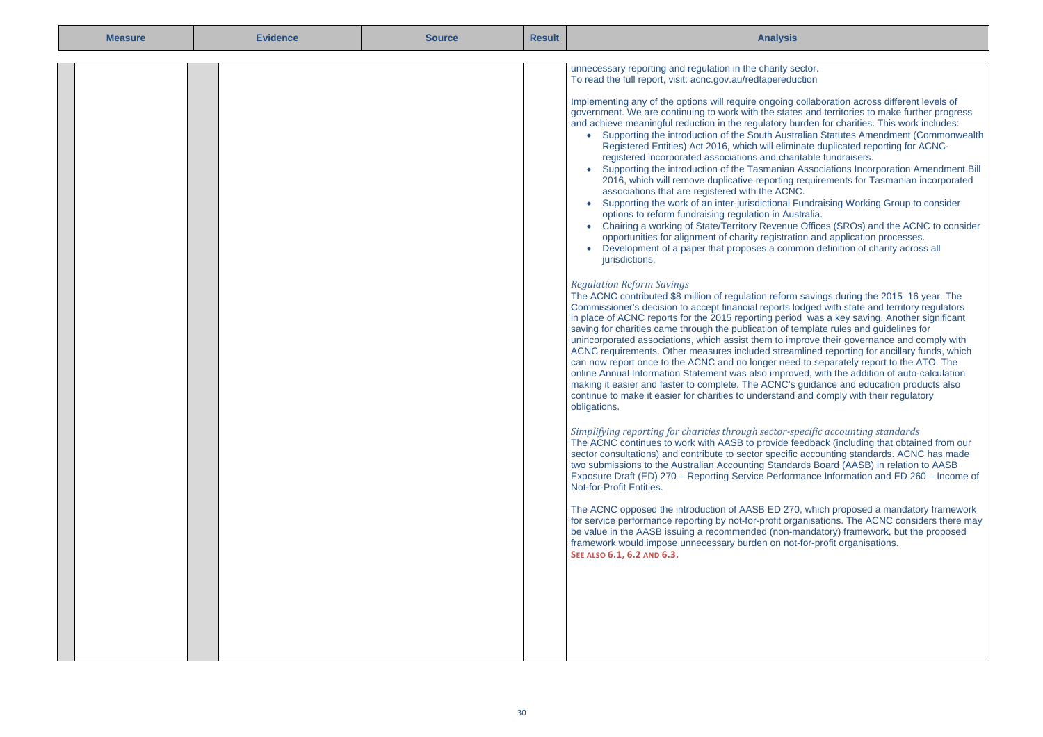| Measure | Evidence | Source | Result | Analysis |
|---|---|---|---|---|
| | | | | unnecessary reporting and regulation in the charity sector.<br>To read the full report, visit: acnc.gov.au/redtapereduction<br><br>Implementing any of the options will require ongoing collaboration across different levels of government. We are continuing to work with the states and territories to make further progress and achieve meaningful reduction in the regulatory burden for charities. This work includes:<br>• Supporting the introduction of the South Australian Statutes Amendment (Commonwealth Registered Entities) Act 2016, which will eliminate duplicated reporting for ACNC-registered incorporated associations and charitable fundraisers.<br>• Supporting the introduction of the Tasmanian Associations Incorporation Amendment Bill 2016, which will remove duplicative reporting requirements for Tasmanian incorporated associations that are registered with the ACNC.<br>• Supporting the work of an inter-jurisdictional Fundraising Working Group to consider options to reform fundraising regulation in Australia.<br>• Chairing a working of State/Territory Revenue Offices (SROs) and the ACNC to consider opportunities for alignment of charity registration and application processes.<br>• Development of a paper that proposes a common definition of charity across all jurisdictions.<br><br>*Regulation Reform Savings*<br>The ACNC contributed $8 million of regulation reform savings during the 2015–16 year. The Commissioner's decision to accept financial reports lodged with state and territory regulators in place of ACNC reports for the 2015 reporting period was a key saving. Another significant saving for charities came through the publication of template rules and guidelines for unincorporated associations, which assist them to improve their governance and comply with ACNC requirements. Other measures included streamlined reporting for ancillary funds, which can now report once to the ACNC and no longer need to separately report to the ATO. The online Annual Information Statement was also improved, with the addition of auto-calculation making it easier and faster to complete. The ACNC's guidance and education products also continue to make it easier for charities to understand and comply with their regulatory obligations.<br><br>*Simplifying reporting for charities through sector-specific accounting standards*<br>The ACNC continues to work with AASB to provide feedback (including that obtained from our sector consultations) and contribute to sector specific accounting standards. ACNC has made two submissions to the Australian Accounting Standards Board (AASB) in relation to AASB Exposure Draft (ED) 270 – Reporting Service Performance Information and ED 260 – Income of Not-for-Profit Entities.<br><br>The ACNC opposed the introduction of AASB ED 270, which proposed a mandatory framework for service performance reporting by not-for-profit organisations. The ACNC considers there may be value in the AASB issuing a recommended (non-mandatory) framework, but the proposed framework would impose unnecessary burden on not-for-profit organisations.<br>**SEE ALSO 6.1, 6.2 AND 6.3.** |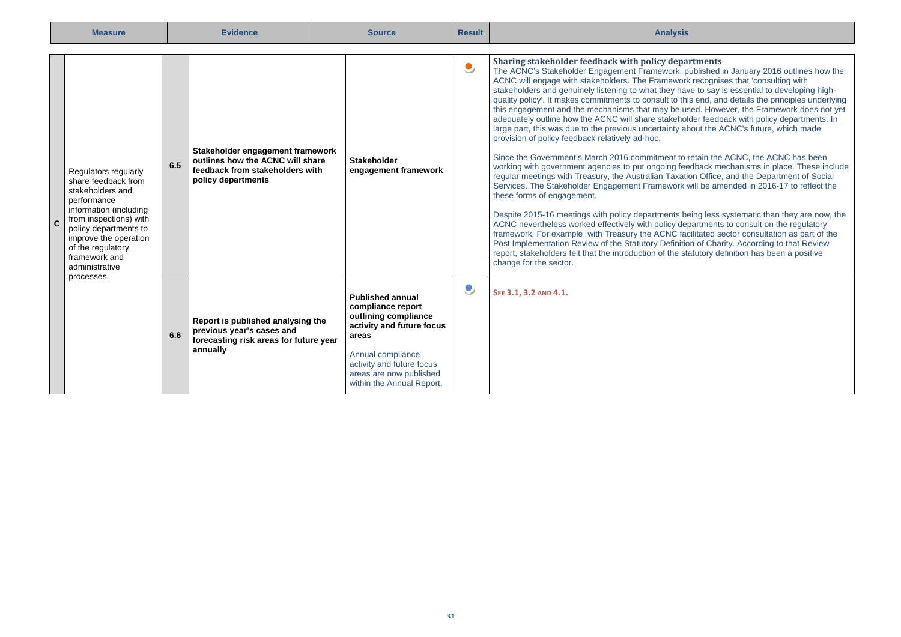| | Measure | | Evidence | Source | Result | Analysis |
|---|---|---|---|---|---|---|
| C | Regulators regularly share feedback from stakeholders and performance information (including from inspections) with policy departments to improve the operation of the regulatory framework and administrative processes. | 6.5 | **Stakeholder engagement framework outlines how the ACNC will share feedback from stakeholders with policy departments** | **Stakeholder engagement framework** | | **Sharing stakeholder feedback with policy departments** The ACNC's Stakeholder Engagement Framework, published in January 2016 outlines how the ACNC will engage with stakeholders. The Framework recognises that 'consulting with stakeholders and genuinely listening to what they have to say is essential to developing high-quality policy'. It makes commitments to consult to this end, and details the principles underlying this engagement and the mechanisms that may be used. However, the Framework does not yet adequately outline how the ACNC will share stakeholder feedback with policy departments. In large part, this was due to the previous uncertainty about the ACNC's future, which made provision of policy feedback relatively ad-hoc. <br><br> Since the Government's March 2016 commitment to retain the ACNC, the ACNC has been working with government agencies to put ongoing feedback mechanisms in place. These include regular meetings with Treasury, the Australian Taxation Office, and the Department of Social Services. The Stakeholder Engagement Framework will be amended in 2016-17 to reflect the these forms of engagement. <br><br> Despite 2015-16 meetings with policy departments being less systematic than they are now, the ACNC nevertheless worked effectively with policy departments to consult on the regulatory framework. For example, with Treasury the ACNC facilitated sector consultation as part of the Post Implementation Review of the Statutory Definition of Charity. According to that Review report, stakeholders felt that the introduction of the statutory definition has been a positive change for the sector. |
| | | 6.6 | **Report is published analysing the previous year's cases and forecasting risk areas for future year annually** | **Published annual compliance report outlining compliance activity and future focus areas** <br><br> Annual compliance activity and future focus areas are now published within the Annual Report. | | **See 3.1, 3.2 and 4.1.** |